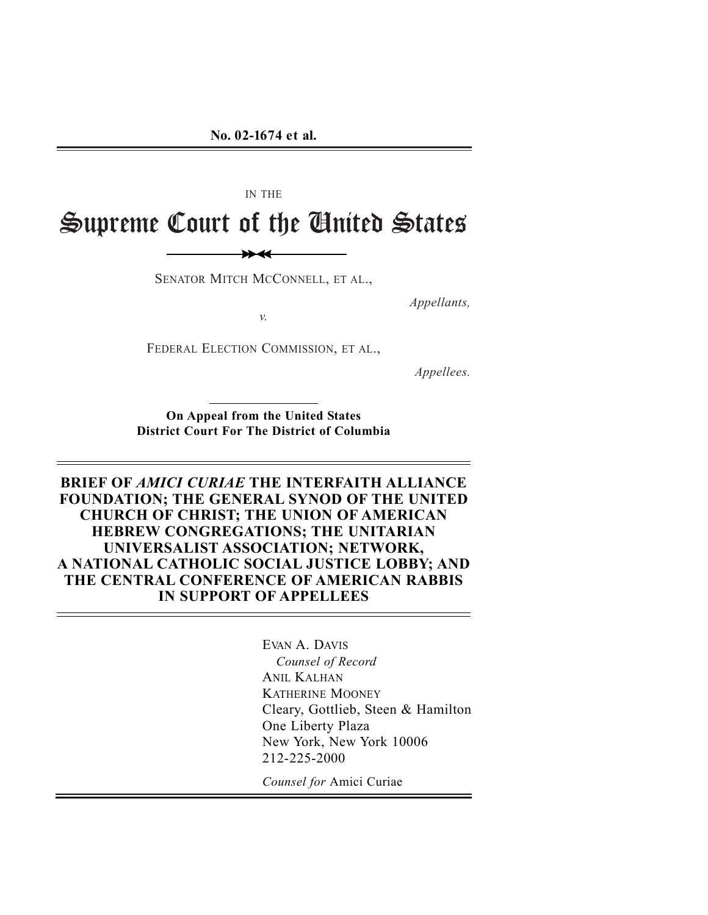**No. 02-1674 et al.**

IN THE

# Supreme Court of the United States

SENATOR MITCH MCCONNELL, ET AL.,

*Appellants,*

*v.*

FEDERAL ELECTION COMMISSION, ET AL.,

*Appellees.*

**On Appeal from the United States District Court For The District of Columbia**

## BRIEF OF *AMICI CURIAE* THE INTERFAITH ALLIANCE FOUNDATION; THE GENERAL SYNOD OF THE UNITED CHURCH OF CHRIST; THE UNION OF AMERICAN HEBREW CONGREGATIONS; THE UNITARIAN UNIVERSALIST ASSOCIATION; NETWORK, A NATIONAL CATHOLIC SOCIAL JUSTICE LOBBY; AND THE CENTRAL CONFERENCE OF AMERICAN RABBIS IN SUPPORT OF APPELLEES

EVAN A. DAVIS
*Counsel of Record*
ANIL KALHAN
KATHERINE MOONEY
Cleary, Gottlieb, Steen & Hamilton
One Liberty Plaza
New York, New York 10006
212-225-2000

*Counsel for* Amici Curiae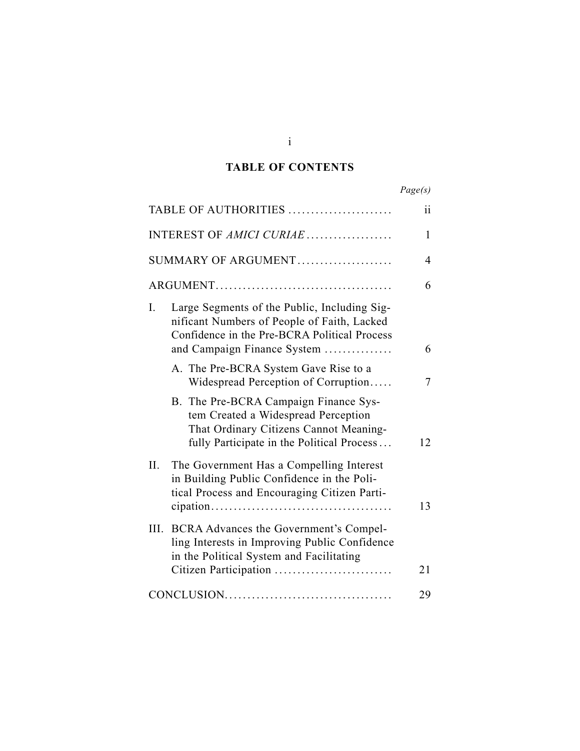## TABLE OF CONTENTS

| | Page(s) |
|---|---|
| TABLE OF AUTHORITIES | ii |
| INTEREST OF *AMICI CURIAE* | 1 |
| SUMMARY OF ARGUMENT | 4 |
| ARGUMENT | 6 |
| I. Large Segments of the Public, Including Significant Numbers of People of Faith, Lacked Confidence in the Pre-BCRA Political Process and Campaign Finance System | 6 |
| A. The Pre-BCRA System Gave Rise to a Widespread Perception of Corruption | 7 |
| B. The Pre-BCRA Campaign Finance System Created a Widespread Perception That Ordinary Citizens Cannot Meaningfully Participate in the Political Process | 12 |
| II. The Government Has a Compelling Interest in Building Public Confidence in the Political Process and Encouraging Citizen Participation | 13 |
| III. BCRA Advances the Government's Compelling Interests in Improving Public Confidence in the Political System and Facilitating Citizen Participation | 21 |
| CONCLUSION | 29 |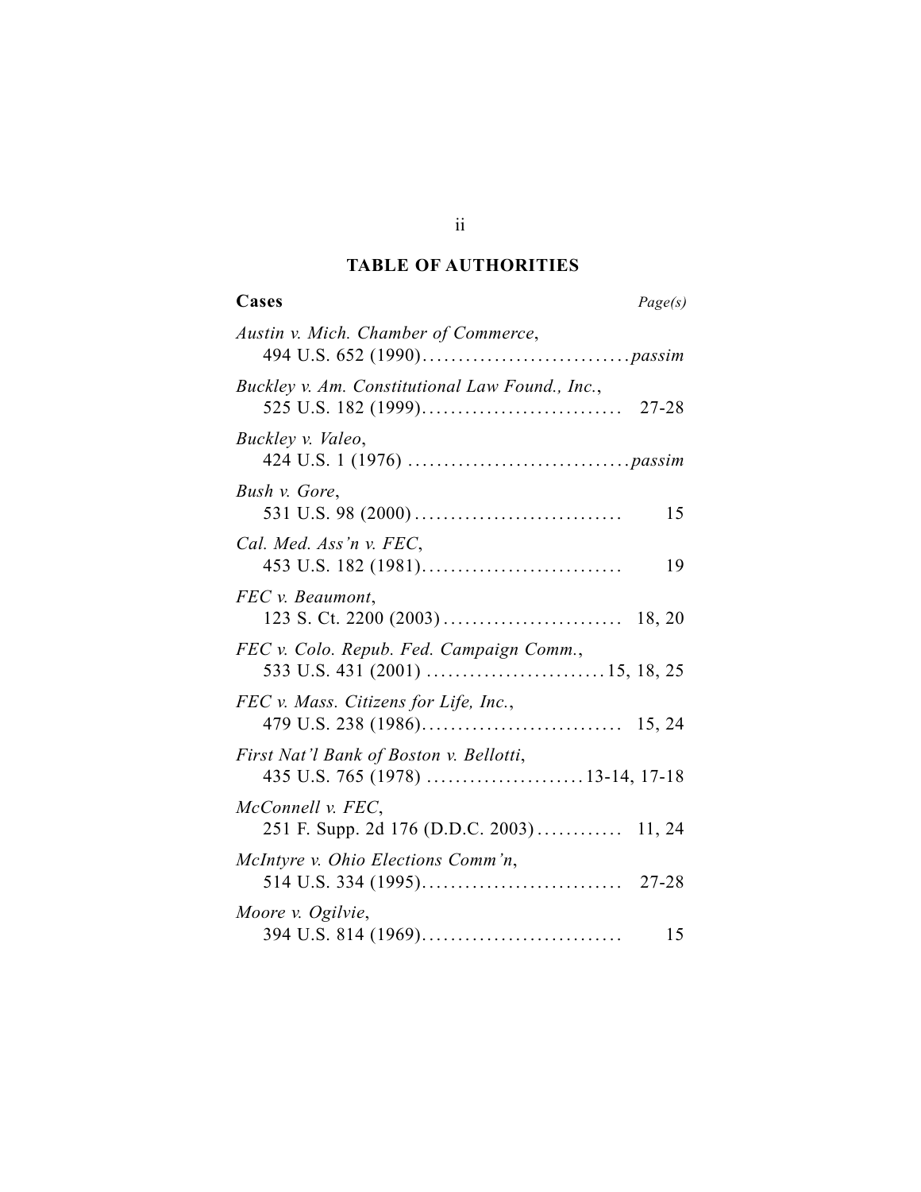## TABLE OF AUTHORITIES

**Cases** *Page(s)*

*Austin v. Mich. Chamber of Commerce*,
494 U.S. 652 (1990) . . . . . . . . . . . . . . . . . . . . . . . . . . . . *passim*

*Buckley v. Am. Constitutional Law Found., Inc.*,
525 U.S. 182 (1999) . . . . . . . . . . . . . . . . . . . . . . . . . . . 27-28

*Buckley v. Valeo*,
424 U.S. 1 (1976) . . . . . . . . . . . . . . . . . . . . . . . . . . . . . . *passim*

*Bush v. Gore*,
531 U.S. 98 (2000) . . . . . . . . . . . . . . . . . . . . . . . . . . . . 15

*Cal. Med. Ass'n v. FEC*,
453 U.S. 182 (1981) . . . . . . . . . . . . . . . . . . . . . . . . . . . 19

*FEC v. Beaumont*,
123 S. Ct. 2200 (2003) . . . . . . . . . . . . . . . . . . . . . . . . 18, 20

*FEC v. Colo. Repub. Fed. Campaign Comm.*,
533 U.S. 431 (2001) . . . . . . . . . . . . . . . . . . . . . . . . 15, 18, 25

*FEC v. Mass. Citizens for Life, Inc.*,
479 U.S. 238 (1986) . . . . . . . . . . . . . . . . . . . . . . . . . . . 15, 24

*First Nat'l Bank of Boston v. Bellotti*,
435 U.S. 765 (1978) . . . . . . . . . . . . . . . . . . . . . . 13-14, 17-18

*McConnell v. FEC*,
251 F. Supp. 2d 176 (D.D.C. 2003) . . . . . . . . . . . . 11, 24

*McIntyre v. Ohio Elections Comm'n*,
514 U.S. 334 (1995) . . . . . . . . . . . . . . . . . . . . . . . . . . . 27-28

*Moore v. Ogilvie*,
394 U.S. 814 (1969) . . . . . . . . . . . . . . . . . . . . . . . . . . . 15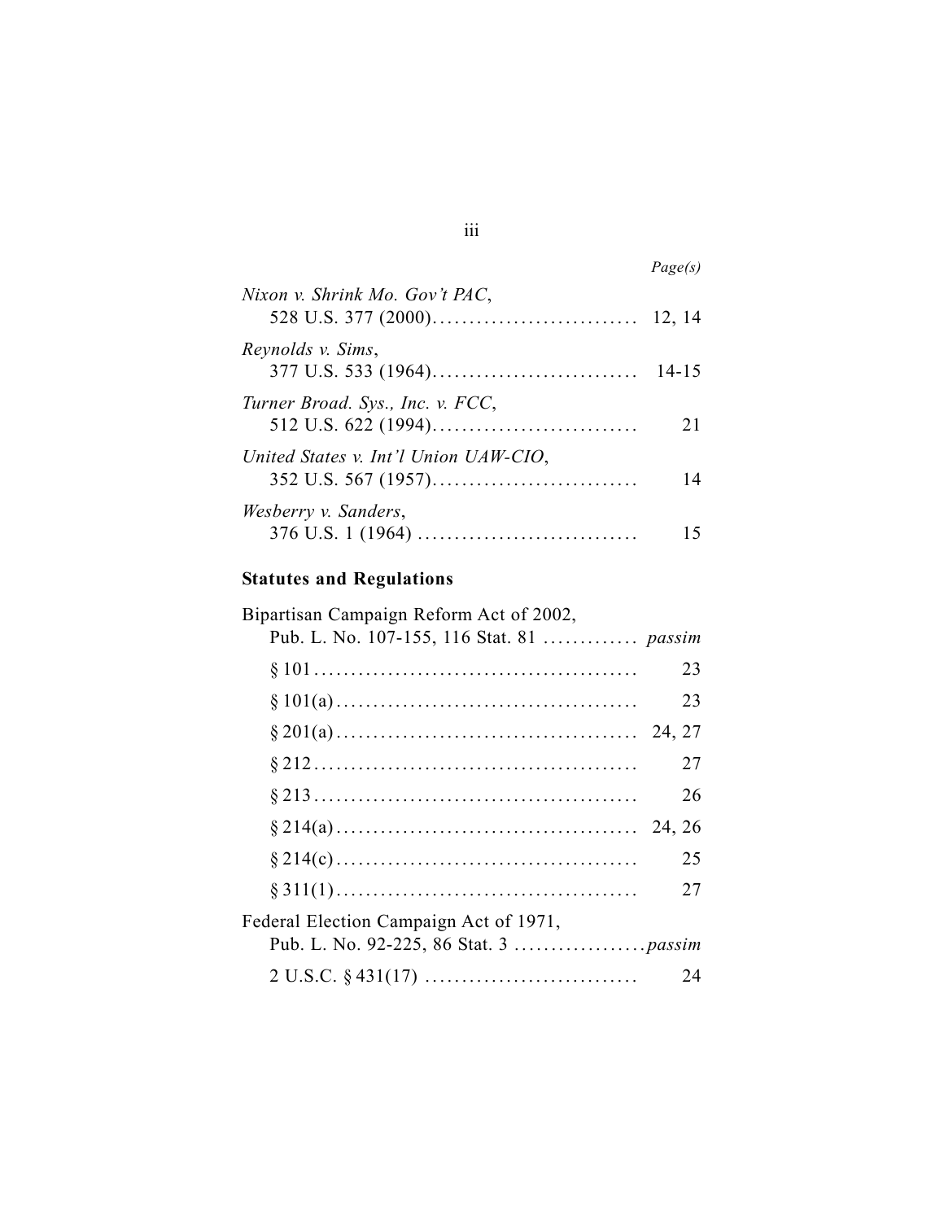*Page(s)*

*Nixon v. Shrink Mo. Gov't PAC*,
528 U.S. 377 (2000)............................ 12, 14

*Reynolds v. Sims*,
377 U.S. 533 (1964)............................ 14-15

*Turner Broad. Sys., Inc. v. FCC*,
512 U.S. 622 (1994)............................ 21

*United States v. Int'l Union UAW-CIO*,
352 U.S. 567 (1957)............................ 14

*Wesberry v. Sanders*,
376 U.S. 1 (1964) .............................. 15

**Statutes and Regulations**

Bipartisan Campaign Reform Act of 2002,
Pub. L. No. 107-155, 116 Stat. 81 ............. *passim*

§ 101........................................... 23

§ 101(a)........................................ 23

§ 201(a)........................................ 24, 27

§ 212........................................... 27

§ 213........................................... 26

§ 214(a)........................................ 24, 26

§ 214(c)........................................ 25

§ 311(1)........................................ 27

Federal Election Campaign Act of 1971,
Pub. L. No. 92-225, 86 Stat. 3 ..................*passim*

2 U.S.C. § 431(17) ............................ 24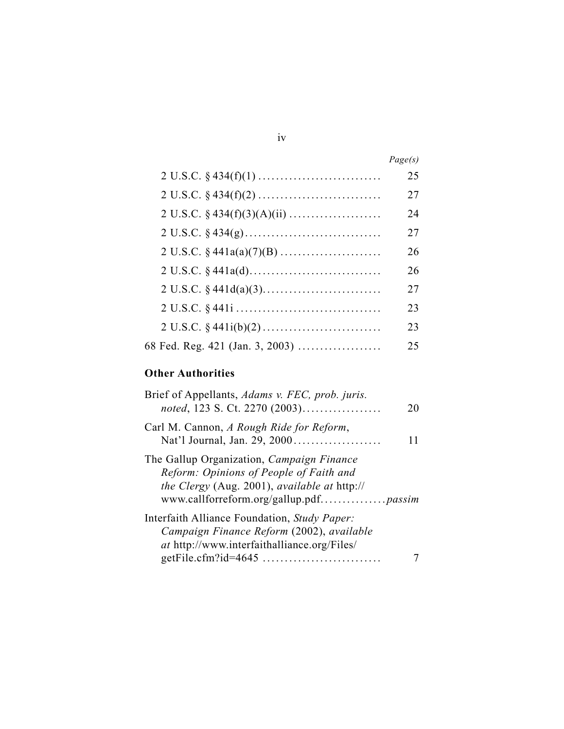| | Page(s) |
|---|---|
| 2 U.S.C. § 434(f)(1) | 25 |
| 2 U.S.C. § 434(f)(2) | 27 |
| 2 U.S.C. § 434(f)(3)(A)(ii) | 24 |
| 2 U.S.C. § 434(g) | 27 |
| 2 U.S.C. § 441a(a)(7)(B) | 26 |
| 2 U.S.C. § 441a(d) | 26 |
| 2 U.S.C. § 441d(a)(3) | 27 |
| 2 U.S.C. § 441i | 23 |
| 2 U.S.C. § 441i(b)(2) | 23 |
| 68 Fed. Reg. 421 (Jan. 3, 2003) | 25 |

**Other Authorities**

| | |
|---|---|
| Brief of Appellants, *Adams v. FEC, prob. juris. noted*, 123 S. Ct. 2270 (2003) | 20 |
| Carl M. Cannon, *A Rough Ride for Reform*, Nat'l Journal, Jan. 29, 2000 | 11 |
| The Gallup Organization, *Campaign Finance Reform: Opinions of People of Faith and the Clergy* (Aug. 2001), *available at* http://www.callforreform.org/gallup.pdf | *passim* |
| Interfaith Alliance Foundation, *Study Paper: Campaign Finance Reform* (2002), *available at* http://www.interfaithalliance.org/Files/getFile.cfm?id=4645 | 7 |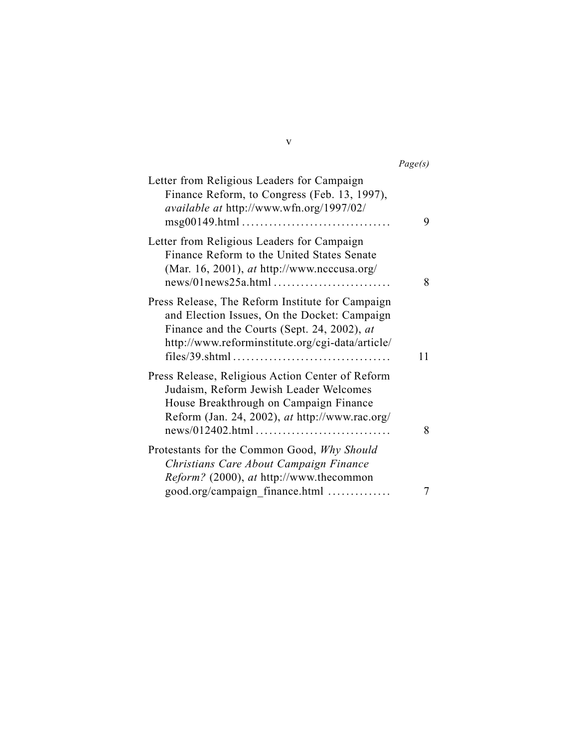*Page(s)*

Letter from Religious Leaders for Campaign Finance Reform, to Congress (Feb. 13, 1997), *available at* http://www.wfn.org/1997/02/msg00149.html ................................ 9

Letter from Religious Leaders for Campaign Finance Reform to the United States Senate (Mar. 16, 2001), *at* http://www.ncccusa.org/news/01news25a.html ......................... 8

Press Release, The Reform Institute for Campaign and Election Issues, On the Docket: Campaign Finance and the Courts (Sept. 24, 2002), *at* http://www.reforminstitute.org/cgi-data/article/files/39.shtml .................................. 11

Press Release, Religious Action Center of Reform Judaism, Reform Jewish Leader Welcomes House Breakthrough on Campaign Finance Reform (Jan. 24, 2002), *at* http://www.rac.org/news/012402.html ............................. 8

Protestants for the Common Good, *Why Should Christians Care About Campaign Finance Reform?* (2000), *at* http://www.thecommongood.org/campaign_finance.html ............. 7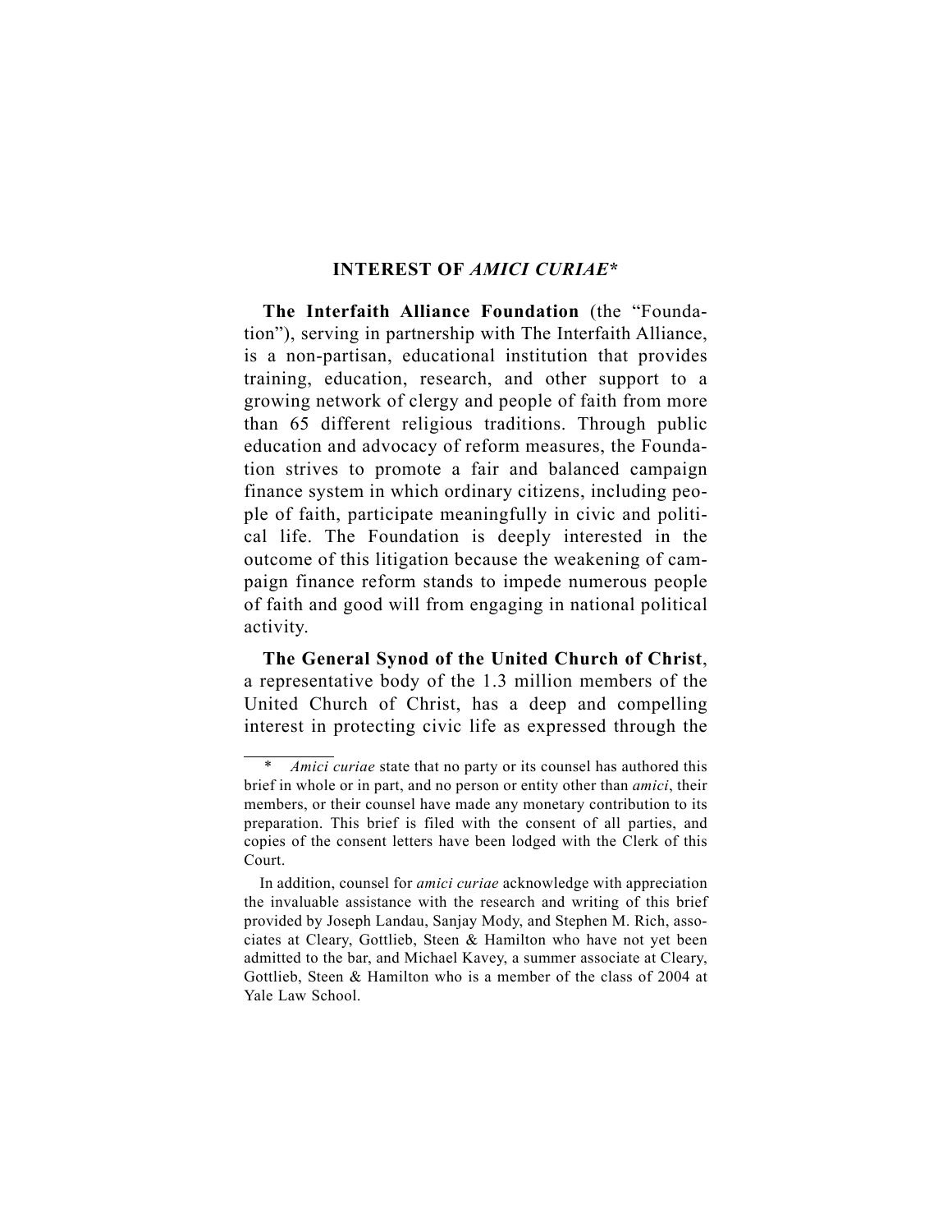## INTEREST OF *AMICI CURIAE*\*

**The Interfaith Alliance Foundation** (the "Foundation"), serving in partnership with The Interfaith Alliance, is a non-partisan, educational institution that provides training, education, research, and other support to a growing network of clergy and people of faith from more than 65 different religious traditions. Through public education and advocacy of reform measures, the Foundation strives to promote a fair and balanced campaign finance system in which ordinary citizens, including people of faith, participate meaningfully in civic and political life. The Foundation is deeply interested in the outcome of this litigation because the weakening of campaign finance reform stands to impede numerous people of faith and good will from engaging in national political activity.

**The General Synod of the United Church of Christ**, a representative body of the 1.3 million members of the United Church of Christ, has a deep and compelling interest in protecting civic life as expressed through the

---

\* *Amici curiae* state that no party or its counsel has authored this brief in whole or in part, and no person or entity other than *amici*, their members, or their counsel have made any monetary contribution to its preparation. This brief is filed with the consent of all parties, and copies of the consent letters have been lodged with the Clerk of this Court.

In addition, counsel for *amici curiae* acknowledge with appreciation the invaluable assistance with the research and writing of this brief provided by Joseph Landau, Sanjay Mody, and Stephen M. Rich, associates at Cleary, Gottlieb, Steen & Hamilton who have not yet been admitted to the bar, and Michael Kavey, a summer associate at Cleary, Gottlieb, Steen & Hamilton who is a member of the class of 2004 at Yale Law School.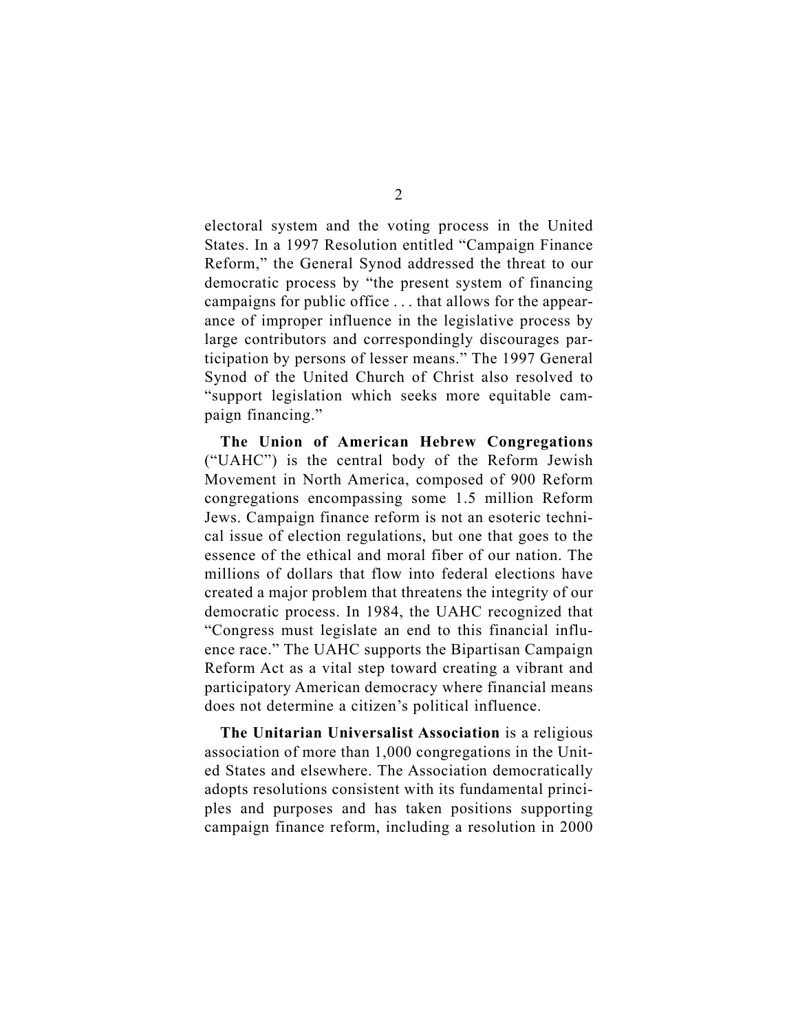electoral system and the voting process in the United States. In a 1997 Resolution entitled "Campaign Finance Reform," the General Synod addressed the threat to our democratic process by "the present system of financing campaigns for public office . . . that allows for the appearance of improper influence in the legislative process by large contributors and correspondingly discourages participation by persons of lesser means." The 1997 General Synod of the United Church of Christ also resolved to "support legislation which seeks more equitable campaign financing."

**The Union of American Hebrew Congregations** ("UAHC") is the central body of the Reform Jewish Movement in North America, composed of 900 Reform congregations encompassing some 1.5 million Reform Jews. Campaign finance reform is not an esoteric technical issue of election regulations, but one that goes to the essence of the ethical and moral fiber of our nation. The millions of dollars that flow into federal elections have created a major problem that threatens the integrity of our democratic process. In 1984, the UAHC recognized that "Congress must legislate an end to this financial influence race." The UAHC supports the Bipartisan Campaign Reform Act as a vital step toward creating a vibrant and participatory American democracy where financial means does not determine a citizen's political influence.

**The Unitarian Universalist Association** is a religious association of more than 1,000 congregations in the United States and elsewhere. The Association democratically adopts resolutions consistent with its fundamental principles and purposes and has taken positions supporting campaign finance reform, including a resolution in 2000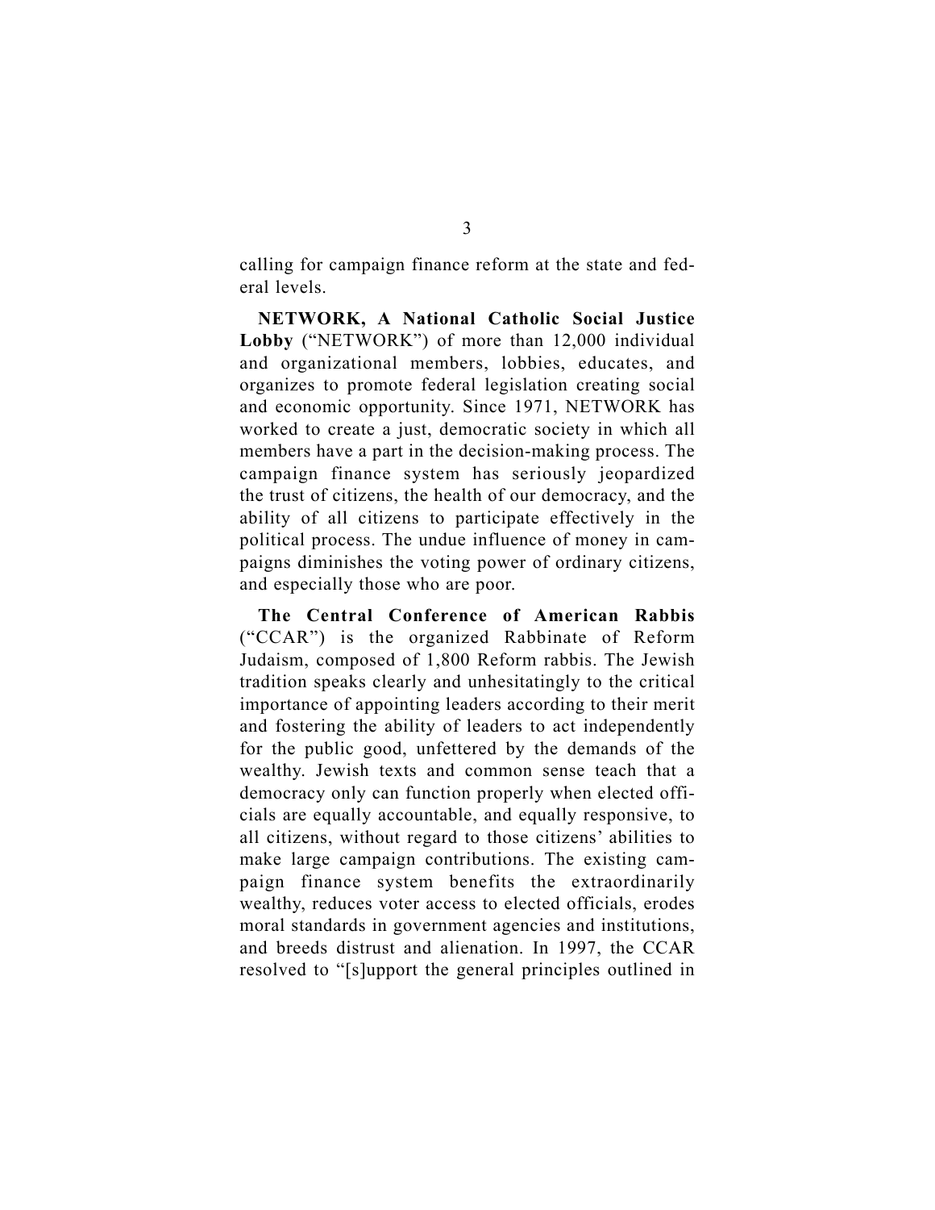calling for campaign finance reform at the state and federal levels.

**NETWORK, A National Catholic Social Justice Lobby** ("NETWORK") of more than 12,000 individual and organizational members, lobbies, educates, and organizes to promote federal legislation creating social and economic opportunity. Since 1971, NETWORK has worked to create a just, democratic society in which all members have a part in the decision-making process. The campaign finance system has seriously jeopardized the trust of citizens, the health of our democracy, and the ability of all citizens to participate effectively in the political process. The undue influence of money in campaigns diminishes the voting power of ordinary citizens, and especially those who are poor.

**The Central Conference of American Rabbis** ("CCAR") is the organized Rabbinate of Reform Judaism, composed of 1,800 Reform rabbis. The Jewish tradition speaks clearly and unhesitatingly to the critical importance of appointing leaders according to their merit and fostering the ability of leaders to act independently for the public good, unfettered by the demands of the wealthy. Jewish texts and common sense teach that a democracy only can function properly when elected officials are equally accountable, and equally responsive, to all citizens, without regard to those citizens' abilities to make large campaign contributions. The existing campaign finance system benefits the extraordinarily wealthy, reduces voter access to elected officials, erodes moral standards in government agencies and institutions, and breeds distrust and alienation. In 1997, the CCAR resolved to "[s]upport the general principles outlined in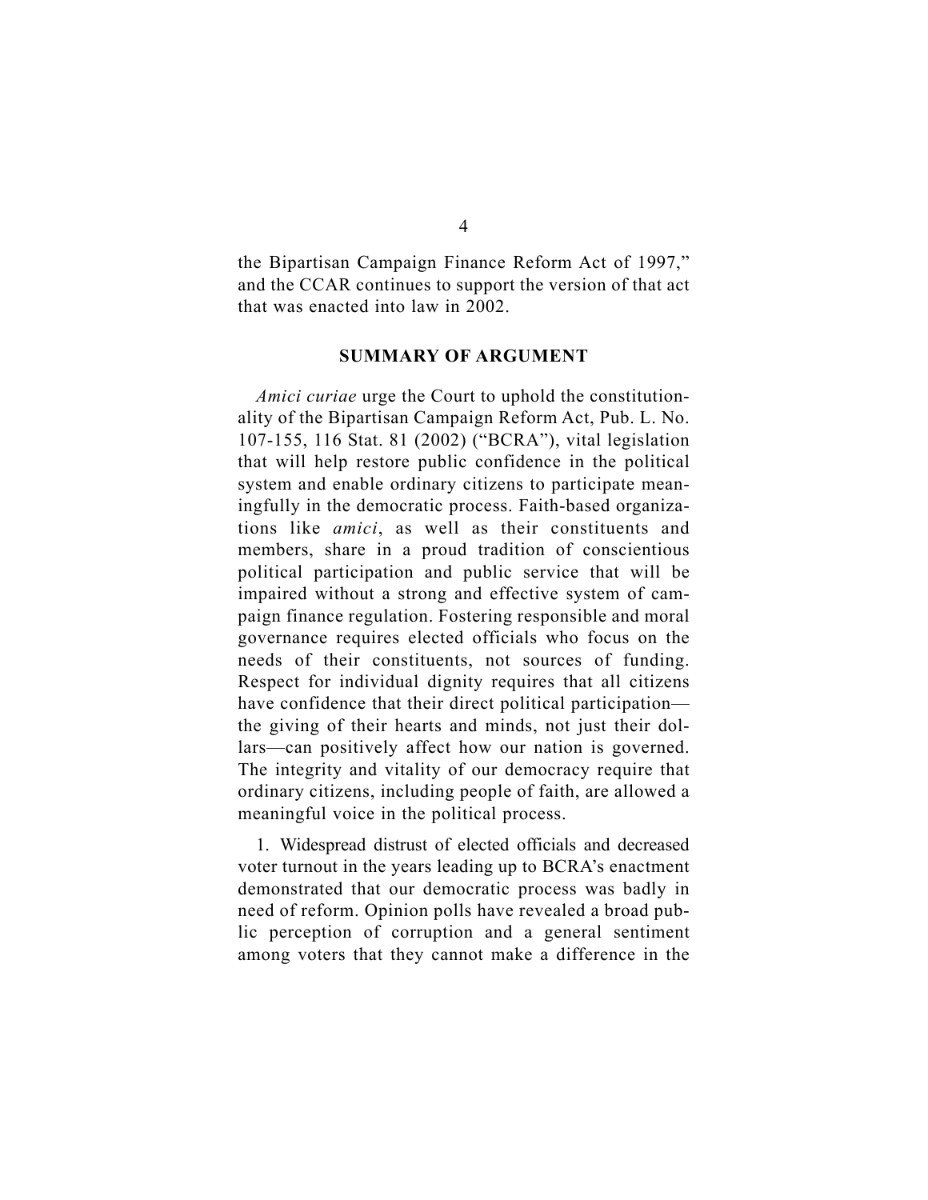the Bipartisan Campaign Finance Reform Act of 1997," and the CCAR continues to support the version of that act that was enacted into law in 2002.

## SUMMARY OF ARGUMENT

*Amici curiae* urge the Court to uphold the constitutionality of the Bipartisan Campaign Reform Act, Pub. L. No. 107-155, 116 Stat. 81 (2002) ("BCRA"), vital legislation that will help restore public confidence in the political system and enable ordinary citizens to participate meaningfully in the democratic process. Faith-based organizations like *amici*, as well as their constituents and members, share in a proud tradition of conscientious political participation and public service that will be impaired without a strong and effective system of campaign finance regulation. Fostering responsible and moral governance requires elected officials who focus on the needs of their constituents, not sources of funding. Respect for individual dignity requires that all citizens have confidence that their direct political participation—the giving of their hearts and minds, not just their dollars—can positively affect how our nation is governed. The integrity and vitality of our democracy require that ordinary citizens, including people of faith, are allowed a meaningful voice in the political process.

1. Widespread distrust of elected officials and decreased voter turnout in the years leading up to BCRA's enactment demonstrated that our democratic process was badly in need of reform. Opinion polls have revealed a broad public perception of corruption and a general sentiment among voters that they cannot make a difference in the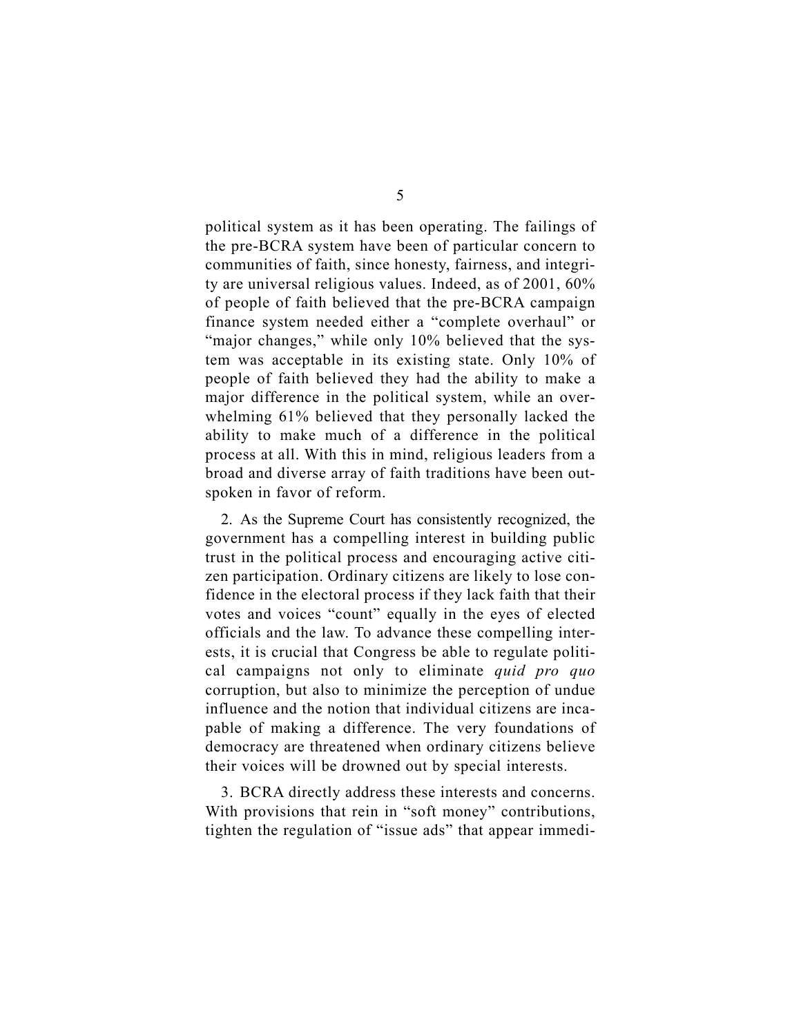political system as it has been operating. The failings of the pre-BCRA system have been of particular concern to communities of faith, since honesty, fairness, and integrity are universal religious values. Indeed, as of 2001, 60% of people of faith believed that the pre-BCRA campaign finance system needed either a "complete overhaul" or "major changes," while only 10% believed that the system was acceptable in its existing state. Only 10% of people of faith believed they had the ability to make a major difference in the political system, while an overwhelming 61% believed that they personally lacked the ability to make much of a difference in the political process at all. With this in mind, religious leaders from a broad and diverse array of faith traditions have been outspoken in favor of reform.

2. As the Supreme Court has consistently recognized, the government has a compelling interest in building public trust in the political process and encouraging active citizen participation. Ordinary citizens are likely to lose confidence in the electoral process if they lack faith that their votes and voices "count" equally in the eyes of elected officials and the law. To advance these compelling interests, it is crucial that Congress be able to regulate political campaigns not only to eliminate *quid pro quo* corruption, but also to minimize the perception of undue influence and the notion that individual citizens are incapable of making a difference. The very foundations of democracy are threatened when ordinary citizens believe their voices will be drowned out by special interests.

3. BCRA directly address these interests and concerns. With provisions that rein in "soft money" contributions, tighten the regulation of "issue ads" that appear immedi-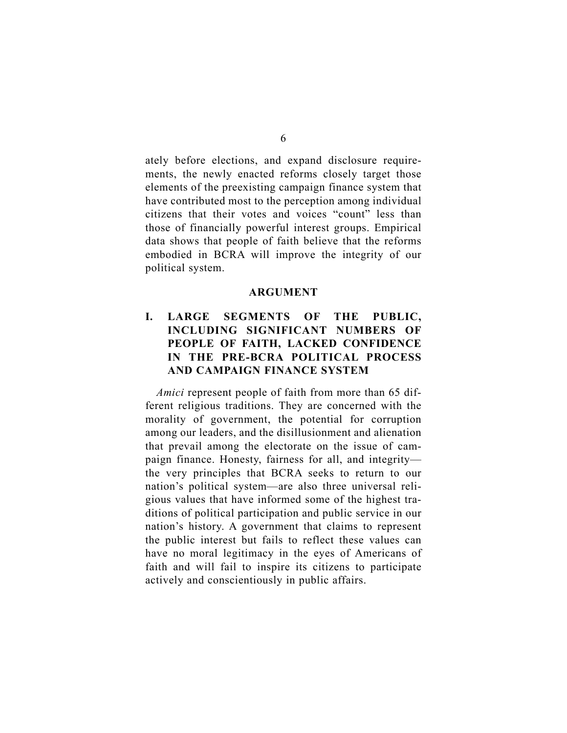ately before elections, and expand disclosure requirements, the newly enacted reforms closely target those elements of the preexisting campaign finance system that have contributed most to the perception among individual citizens that their votes and voices "count" less than those of financially powerful interest groups. Empirical data shows that people of faith believe that the reforms embodied in BCRA will improve the integrity of our political system.

## ARGUMENT

### I. LARGE SEGMENTS OF THE PUBLIC, INCLUDING SIGNIFICANT NUMBERS OF PEOPLE OF FAITH, LACKED CONFIDENCE IN THE PRE-BCRA POLITICAL PROCESS AND CAMPAIGN FINANCE SYSTEM

*Amici* represent people of faith from more than 65 different religious traditions. They are concerned with the morality of government, the potential for corruption among our leaders, and the disillusionment and alienation that prevail among the electorate on the issue of campaign finance. Honesty, fairness for all, and integrity—the very principles that BCRA seeks to return to our nation's political system—are also three universal religious values that have informed some of the highest traditions of political participation and public service in our nation's history. A government that claims to represent the public interest but fails to reflect these values can have no moral legitimacy in the eyes of Americans of faith and will fail to inspire its citizens to participate actively and conscientiously in public affairs.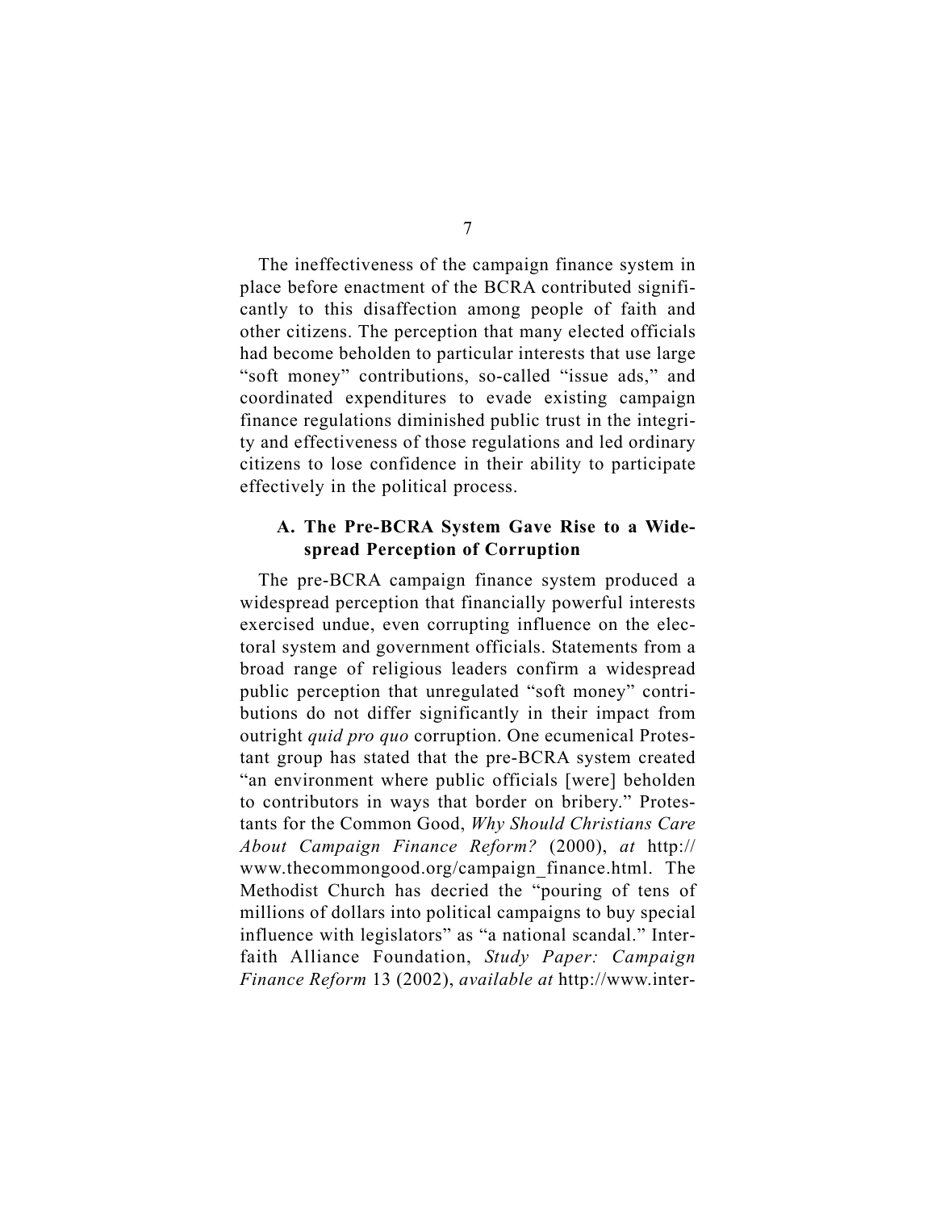The ineffectiveness of the campaign finance system in place before enactment of the BCRA contributed significantly to this disaffection among people of faith and other citizens. The perception that many elected officials had become beholden to particular interests that use large "soft money" contributions, so-called "issue ads," and coordinated expenditures to evade existing campaign finance regulations diminished public trust in the integrity and effectiveness of those regulations and led ordinary citizens to lose confidence in their ability to participate effectively in the political process.

### A. The Pre-BCRA System Gave Rise to a Widespread Perception of Corruption

The pre-BCRA campaign finance system produced a widespread perception that financially powerful interests exercised undue, even corrupting influence on the electoral system and government officials. Statements from a broad range of religious leaders confirm a widespread public perception that unregulated "soft money" contributions do not differ significantly in their impact from outright *quid pro quo* corruption. One ecumenical Protestant group has stated that the pre-BCRA system created "an environment where public officials [were] beholden to contributors in ways that border on bribery." Protestants for the Common Good, *Why Should Christians Care About Campaign Finance Reform?* (2000), *at* http://www.thecommongood.org/campaign_finance.html. The Methodist Church has decried the "pouring of tens of millions of dollars into political campaigns to buy special influence with legislators" as "a national scandal." Interfaith Alliance Foundation, *Study Paper: Campaign Finance Reform* 13 (2002), *available at* http://www.inter-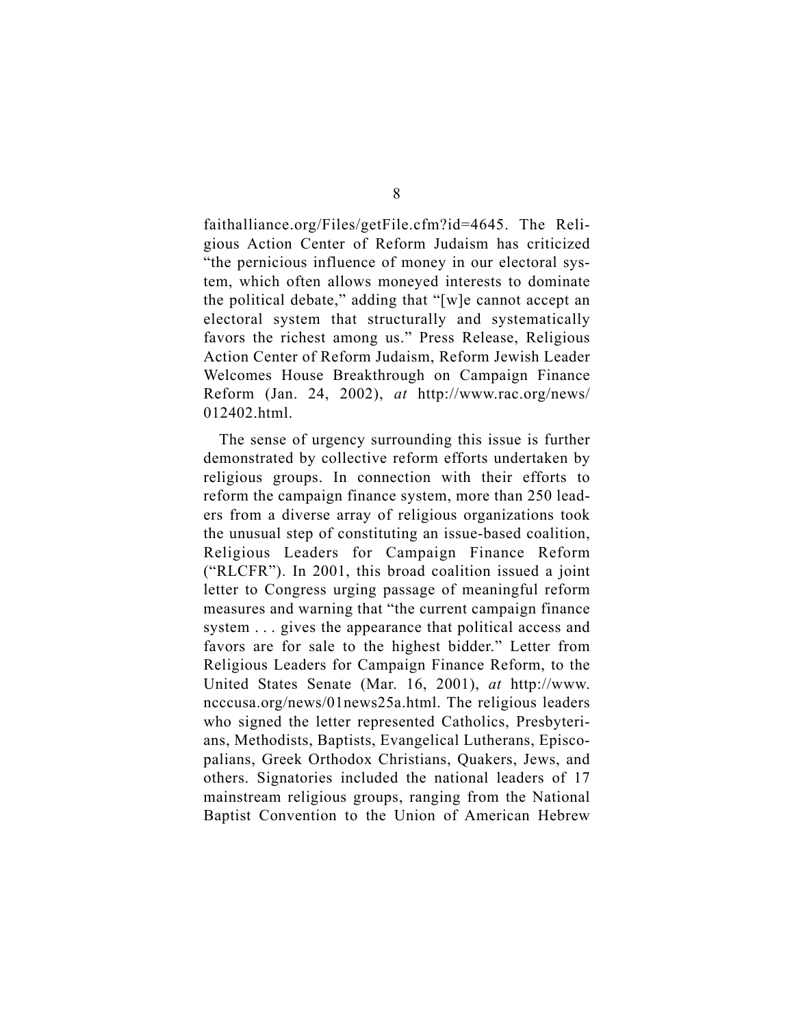faithalliance.org/Files/getFile.cfm?id=4645. The Religious Action Center of Reform Judaism has criticized "the pernicious influence of money in our electoral system, which often allows moneyed interests to dominate the political debate," adding that "[w]e cannot accept an electoral system that structurally and systematically favors the richest among us." Press Release, Religious Action Center of Reform Judaism, Reform Jewish Leader Welcomes House Breakthrough on Campaign Finance Reform (Jan. 24, 2002), *at* http://www.rac.org/news/012402.html.

The sense of urgency surrounding this issue is further demonstrated by collective reform efforts undertaken by religious groups. In connection with their efforts to reform the campaign finance system, more than 250 leaders from a diverse array of religious organizations took the unusual step of constituting an issue-based coalition, Religious Leaders for Campaign Finance Reform ("RLCFR"). In 2001, this broad coalition issued a joint letter to Congress urging passage of meaningful reform measures and warning that "the current campaign finance system . . . gives the appearance that political access and favors are for sale to the highest bidder." Letter from Religious Leaders for Campaign Finance Reform, to the United States Senate (Mar. 16, 2001), *at* http://www.ncccusa.org/news/01news25a.html. The religious leaders who signed the letter represented Catholics, Presbyterians, Methodists, Baptists, Evangelical Lutherans, Episcopalians, Greek Orthodox Christians, Quakers, Jews, and others. Signatories included the national leaders of 17 mainstream religious groups, ranging from the National Baptist Convention to the Union of American Hebrew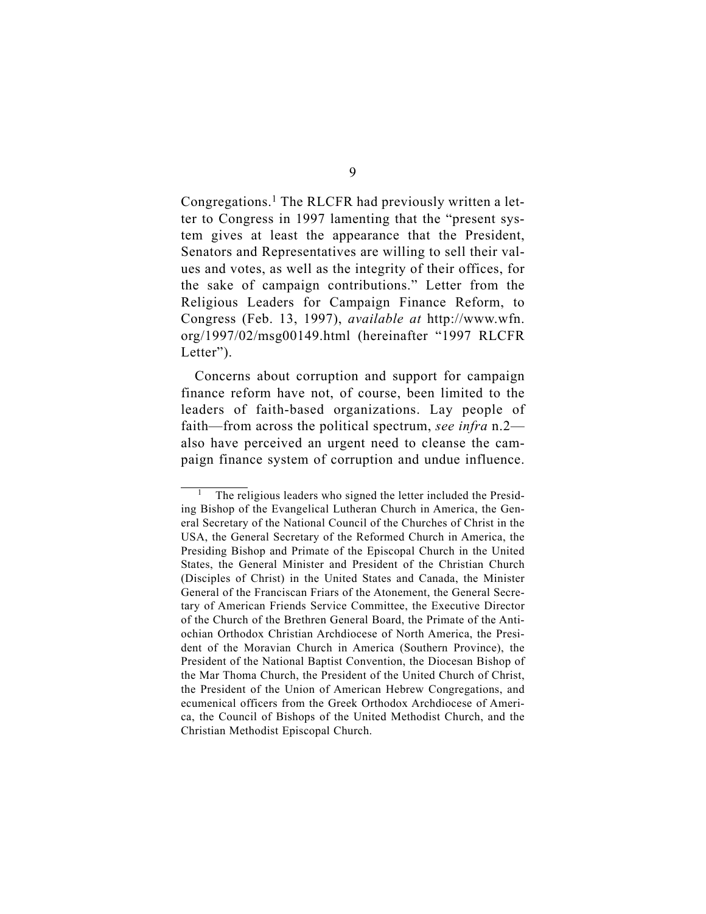Congregations.[1] The RLCFR had previously written a letter to Congress in 1997 lamenting that the "present system gives at least the appearance that the President, Senators and Representatives are willing to sell their values and votes, as well as the integrity of their offices, for the sake of campaign contributions." Letter from the Religious Leaders for Campaign Finance Reform, to Congress (Feb. 13, 1997), *available at* http://www.wfn.org/1997/02/msg00149.html (hereinafter "1997 RLCFR Letter").

Concerns about corruption and support for campaign finance reform have not, of course, been limited to the leaders of faith-based organizations. Lay people of faith—from across the political spectrum, *see infra* n.2—also have perceived an urgent need to cleanse the campaign finance system of corruption and undue influence.

---

[1] The religious leaders who signed the letter included the Presiding Bishop of the Evangelical Lutheran Church in America, the General Secretary of the National Council of the Churches of Christ in the USA, the General Secretary of the Reformed Church in America, the Presiding Bishop and Primate of the Episcopal Church in the United States, the General Minister and President of the Christian Church (Disciples of Christ) in the United States and Canada, the Minister General of the Franciscan Friars of the Atonement, the General Secretary of American Friends Service Committee, the Executive Director of the Church of the Brethren General Board, the Primate of the Antiochian Orthodox Christian Archdiocese of North America, the President of the Moravian Church in America (Southern Province), the President of the National Baptist Convention, the Diocesan Bishop of the Mar Thoma Church, the President of the United Church of Christ, the President of the Union of American Hebrew Congregations, and ecumenical officers from the Greek Orthodox Archdiocese of America, the Council of Bishops of the United Methodist Church, and the Christian Methodist Episcopal Church.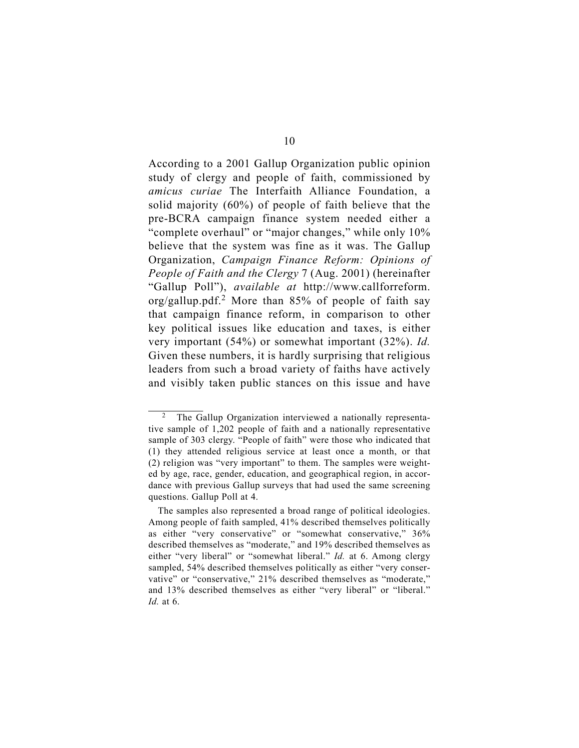According to a 2001 Gallup Organization public opinion study of clergy and people of faith, commissioned by *amicus curiae* The Interfaith Alliance Foundation, a solid majority (60%) of people of faith believe that the pre-BCRA campaign finance system needed either a "complete overhaul" or "major changes," while only 10% believe that the system was fine as it was. The Gallup Organization, *Campaign Finance Reform: Opinions of People of Faith and the Clergy* 7 (Aug. 2001) (hereinafter "Gallup Poll"), *available at* http://www.callforreform.org/gallup.pdf.[2] More than 85% of people of faith say that campaign finance reform, in comparison to other key political issues like education and taxes, is either very important (54%) or somewhat important (32%). *Id.* Given these numbers, it is hardly surprising that religious leaders from such a broad variety of faiths have actively and visibly taken public stances on this issue and have

---

[2] The Gallup Organization interviewed a nationally representative sample of 1,202 people of faith and a nationally representative sample of 303 clergy. "People of faith" were those who indicated that (1) they attended religious service at least once a month, or that (2) religion was "very important" to them. The samples were weighted by age, race, gender, education, and geographical region, in accordance with previous Gallup surveys that had used the same screening questions. Gallup Poll at 4.

The samples also represented a broad range of political ideologies. Among people of faith sampled, 41% described themselves politically as either "very conservative" or "somewhat conservative," 36% described themselves as "moderate," and 19% described themselves as either "very liberal" or "somewhat liberal." *Id.* at 6. Among clergy sampled, 54% described themselves politically as either "very conservative" or "conservative," 21% described themselves as "moderate," and 13% described themselves as either "very liberal" or "liberal." *Id.* at 6.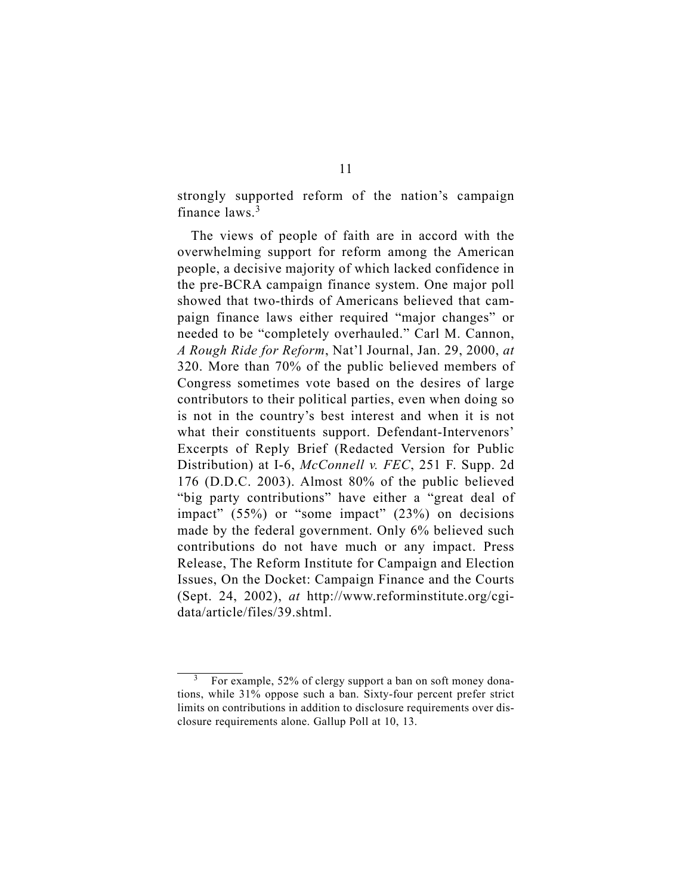strongly supported reform of the nation's campaign finance laws.[3]

The views of people of faith are in accord with the overwhelming support for reform among the American people, a decisive majority of which lacked confidence in the pre-BCRA campaign finance system. One major poll showed that two-thirds of Americans believed that campaign finance laws either required "major changes" or needed to be "completely overhauled." Carl M. Cannon, *A Rough Ride for Reform*, Nat'l Journal, Jan. 29, 2000, *at* 320. More than 70% of the public believed members of Congress sometimes vote based on the desires of large contributors to their political parties, even when doing so is not in the country's best interest and when it is not what their constituents support. Defendant-Intervenors' Excerpts of Reply Brief (Redacted Version for Public Distribution) at I-6, *McConnell v. FEC*, 251 F. Supp. 2d 176 (D.D.C. 2003). Almost 80% of the public believed "big party contributions" have either a "great deal of impact" (55%) or "some impact" (23%) on decisions made by the federal government. Only 6% believed such contributions do not have much or any impact. Press Release, The Reform Institute for Campaign and Election Issues, On the Docket: Campaign Finance and the Courts (Sept. 24, 2002), *at* http://www.reforminstitute.org/cgi-data/article/files/39.shtml.

---

[3] For example, 52% of clergy support a ban on soft money donations, while 31% oppose such a ban. Sixty-four percent prefer strict limits on contributions in addition to disclosure requirements over disclosure requirements alone. Gallup Poll at 10, 13.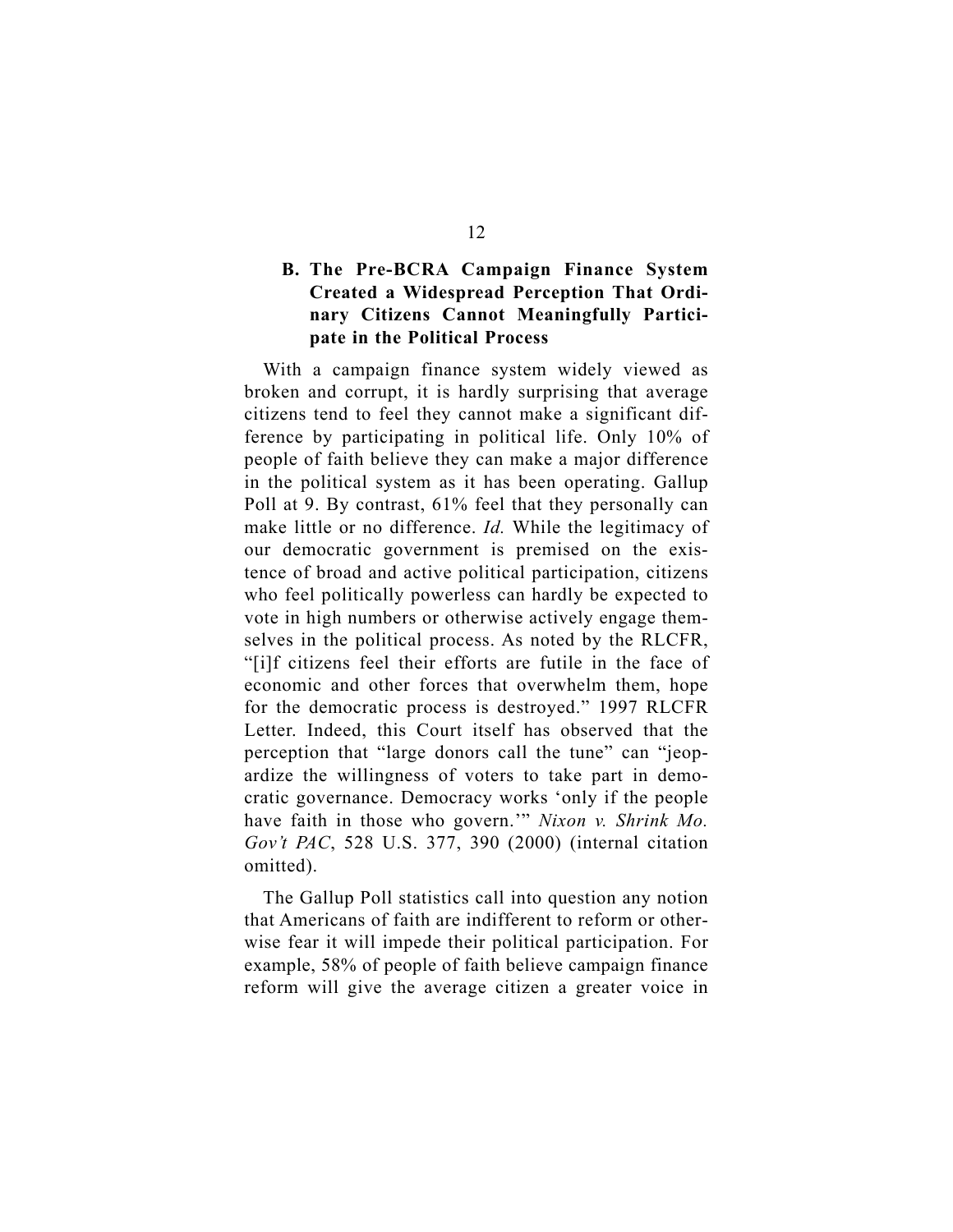### B. The Pre-BCRA Campaign Finance System Created a Widespread Perception That Ordinary Citizens Cannot Meaningfully Participate in the Political Process

With a campaign finance system widely viewed as broken and corrupt, it is hardly surprising that average citizens tend to feel they cannot make a significant difference by participating in political life. Only 10% of people of faith believe they can make a major difference in the political system as it has been operating. Gallup Poll at 9. By contrast, 61% feel that they personally can make little or no difference. *Id.* While the legitimacy of our democratic government is premised on the existence of broad and active political participation, citizens who feel politically powerless can hardly be expected to vote in high numbers or otherwise actively engage themselves in the political process. As noted by the RLCFR, "[i]f citizens feel their efforts are futile in the face of economic and other forces that overwhelm them, hope for the democratic process is destroyed." 1997 RLCFR Letter. Indeed, this Court itself has observed that the perception that "large donors call the tune" can "jeopardize the willingness of voters to take part in democratic governance. Democracy works 'only if the people have faith in those who govern.'" *Nixon v. Shrink Mo. Gov't PAC*, 528 U.S. 377, 390 (2000) (internal citation omitted).

The Gallup Poll statistics call into question any notion that Americans of faith are indifferent to reform or otherwise fear it will impede their political participation. For example, 58% of people of faith believe campaign finance reform will give the average citizen a greater voice in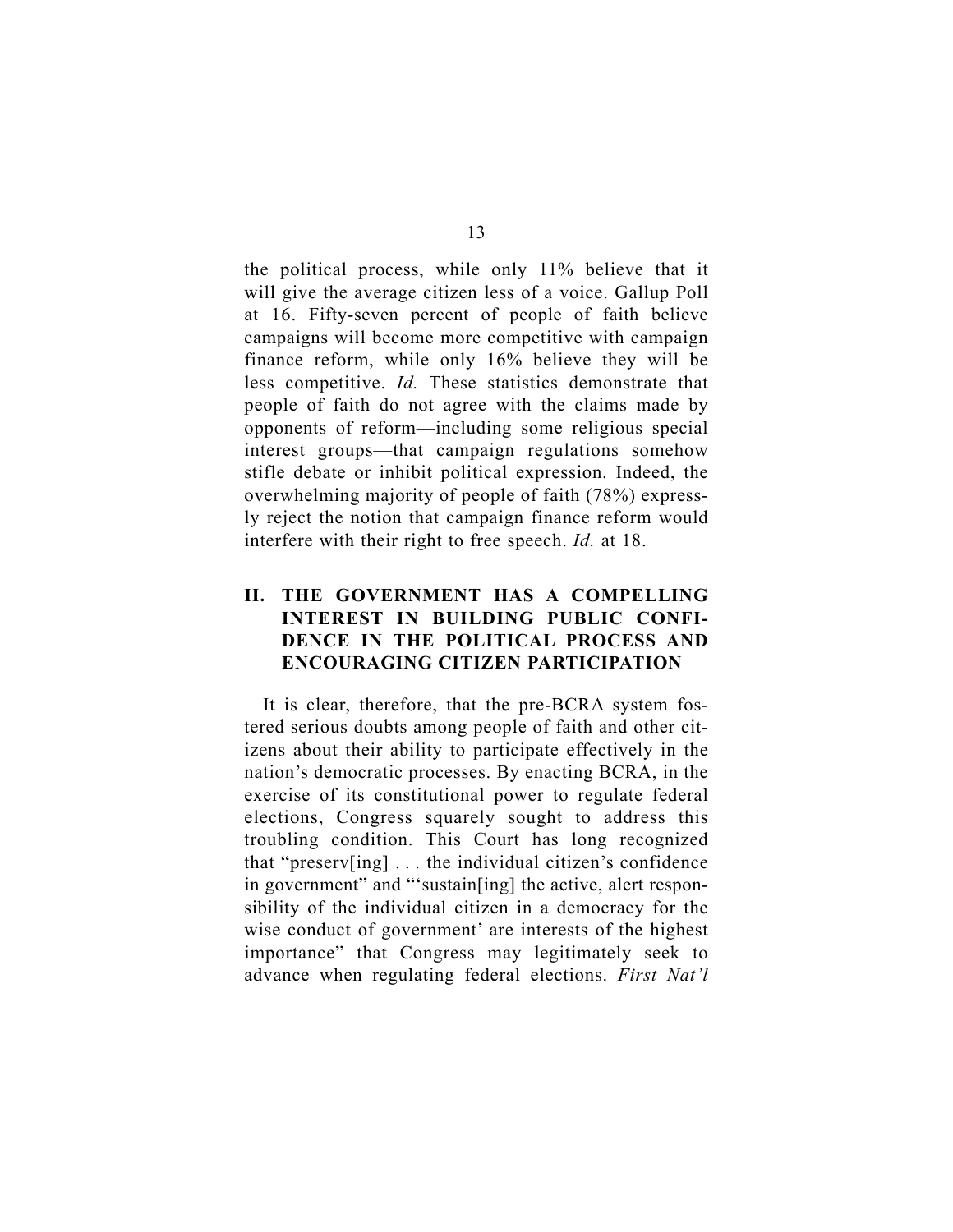the political process, while only 11% believe that it will give the average citizen less of a voice. Gallup Poll at 16. Fifty-seven percent of people of faith believe campaigns will become more competitive with campaign finance reform, while only 16% believe they will be less competitive. *Id.* These statistics demonstrate that people of faith do not agree with the claims made by opponents of reform—including some religious special interest groups—that campaign regulations somehow stifle debate or inhibit political expression. Indeed, the overwhelming majority of people of faith (78%) expressly reject the notion that campaign finance reform would interfere with their right to free speech. *Id.* at 18.

## II. THE GOVERNMENT HAS A COMPELLING INTEREST IN BUILDING PUBLIC CONFIDENCE IN THE POLITICAL PROCESS AND ENCOURAGING CITIZEN PARTICIPATION

It is clear, therefore, that the pre-BCRA system fostered serious doubts among people of faith and other citizens about their ability to participate effectively in the nation's democratic processes. By enacting BCRA, in the exercise of its constitutional power to regulate federal elections, Congress squarely sought to address this troubling condition. This Court has long recognized that "preserv[ing] . . . the individual citizen's confidence in government" and "'sustain[ing] the active, alert responsibility of the individual citizen in a democracy for the wise conduct of government' are interests of the highest importance" that Congress may legitimately seek to advance when regulating federal elections. *First Nat'l*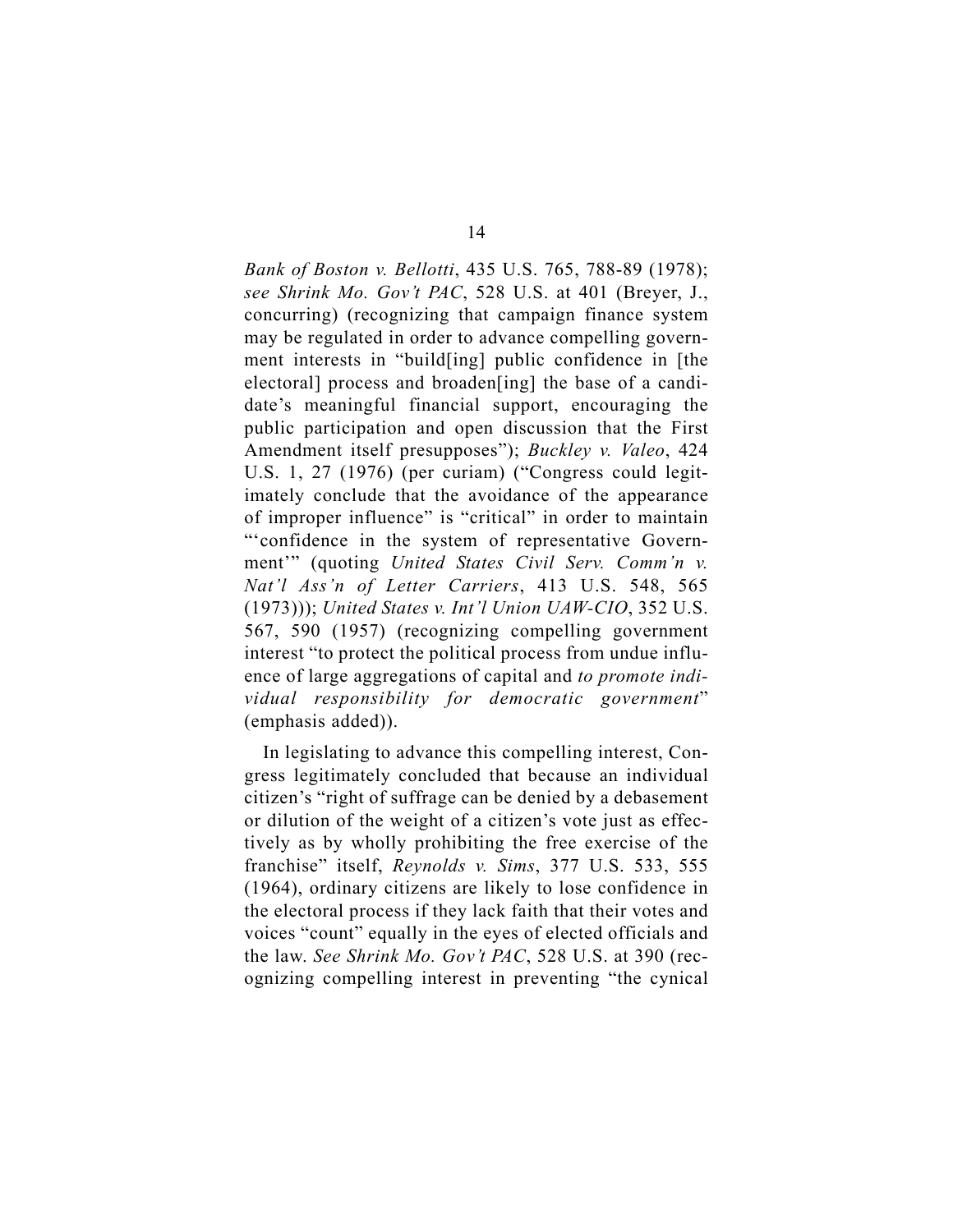*Bank of Boston v. Bellotti*, 435 U.S. 765, 788-89 (1978); *see Shrink Mo. Gov't PAC*, 528 U.S. at 401 (Breyer, J., concurring) (recognizing that campaign finance system may be regulated in order to advance compelling government interests in "build[ing] public confidence in [the electoral] process and broaden[ing] the base of a candidate's meaningful financial support, encouraging the public participation and open discussion that the First Amendment itself presupposes"); *Buckley v. Valeo*, 424 U.S. 1, 27 (1976) (per curiam) ("Congress could legitimately conclude that the avoidance of the appearance of improper influence" is "critical" in order to maintain "'confidence in the system of representative Government'" (quoting *United States Civil Serv. Comm'n v. Nat'l Ass'n of Letter Carriers*, 413 U.S. 548, 565 (1973))); *United States v. Int'l Union UAW-CIO*, 352 U.S. 567, 590 (1957) (recognizing compelling government interest "to protect the political process from undue influence of large aggregations of capital and *to promote individual responsibility for democratic government*" (emphasis added)).

In legislating to advance this compelling interest, Congress legitimately concluded that because an individual citizen's "right of suffrage can be denied by a debasement or dilution of the weight of a citizen's vote just as effectively as by wholly prohibiting the free exercise of the franchise" itself, *Reynolds v. Sims*, 377 U.S. 533, 555 (1964), ordinary citizens are likely to lose confidence in the electoral process if they lack faith that their votes and voices "count" equally in the eyes of elected officials and the law. *See Shrink Mo. Gov't PAC*, 528 U.S. at 390 (recognizing compelling interest in preventing "the cynical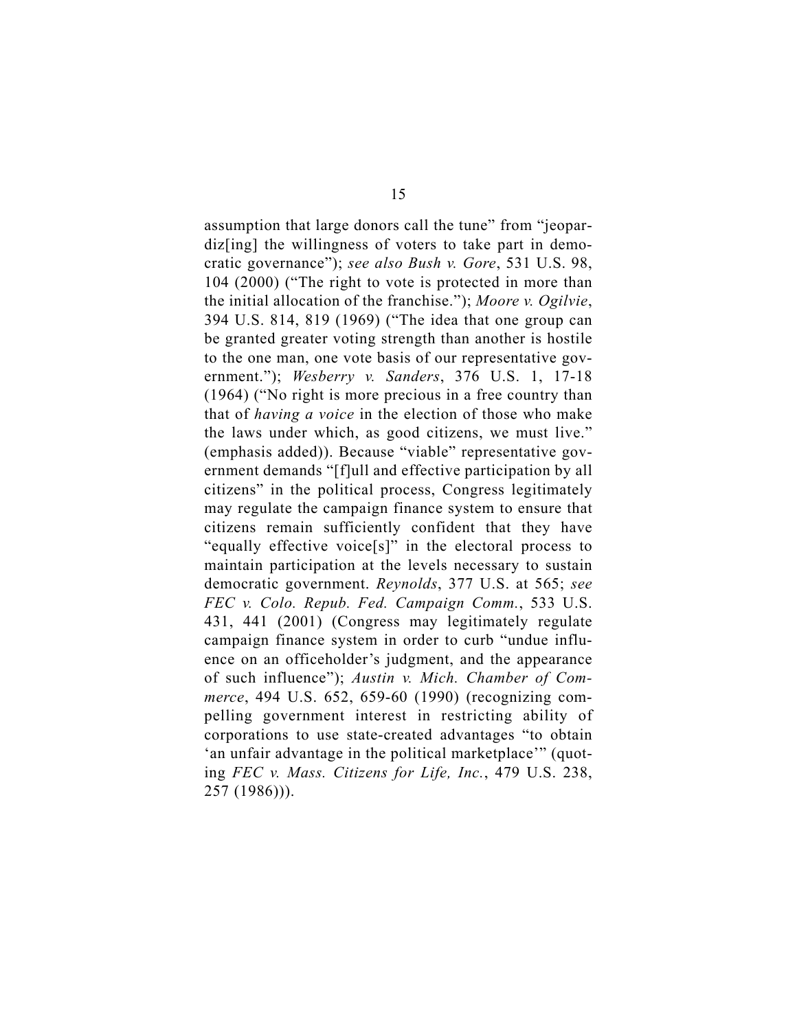assumption that large donors call the tune" from "jeopardiz[ing] the willingness of voters to take part in democratic governance"); *see also Bush v. Gore*, 531 U.S. 98, 104 (2000) ("The right to vote is protected in more than the initial allocation of the franchise."); *Moore v. Ogilvie*, 394 U.S. 814, 819 (1969) ("The idea that one group can be granted greater voting strength than another is hostile to the one man, one vote basis of our representative government."); *Wesberry v. Sanders*, 376 U.S. 1, 17-18 (1964) ("No right is more precious in a free country than that of *having a voice* in the election of those who make the laws under which, as good citizens, we must live." (emphasis added)). Because "viable" representative government demands "[f]ull and effective participation by all citizens" in the political process, Congress legitimately may regulate the campaign finance system to ensure that citizens remain sufficiently confident that they have "equally effective voice[s]" in the electoral process to maintain participation at the levels necessary to sustain democratic government. *Reynolds*, 377 U.S. at 565; *see FEC v. Colo. Repub. Fed. Campaign Comm.*, 533 U.S. 431, 441 (2001) (Congress may legitimately regulate campaign finance system in order to curb "undue influence on an officeholder's judgment, and the appearance of such influence"); *Austin v. Mich. Chamber of Commerce*, 494 U.S. 652, 659-60 (1990) (recognizing compelling government interest in restricting ability of corporations to use state-created advantages "to obtain 'an unfair advantage in the political marketplace'" (quoting *FEC v. Mass. Citizens for Life, Inc.*, 479 U.S. 238, 257 (1986))).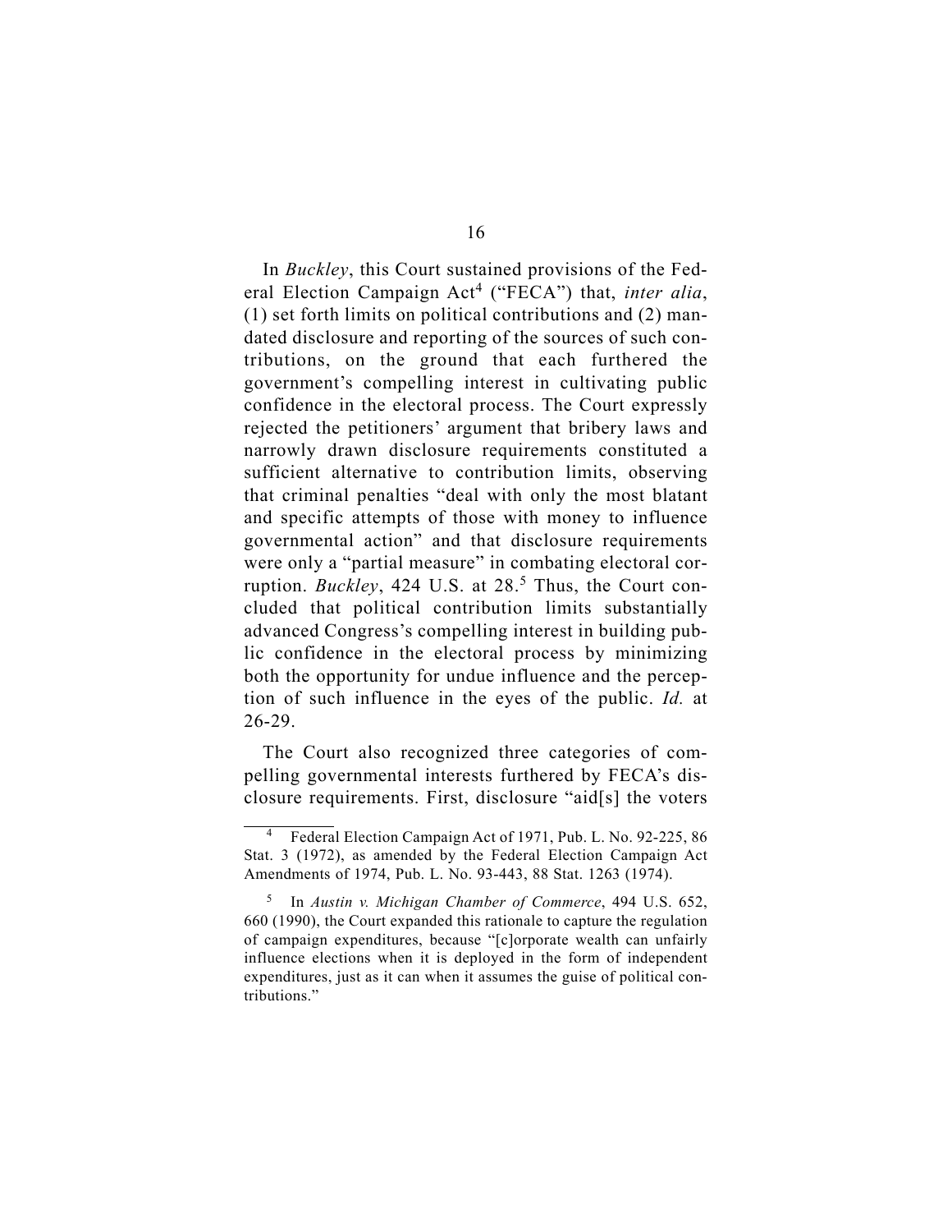In *Buckley*, this Court sustained provisions of the Federal Election Campaign Act[4] ("FECA") that, *inter alia*, (1) set forth limits on political contributions and (2) mandated disclosure and reporting of the sources of such contributions, on the ground that each furthered the government's compelling interest in cultivating public confidence in the electoral process. The Court expressly rejected the petitioners' argument that bribery laws and narrowly drawn disclosure requirements constituted a sufficient alternative to contribution limits, observing that criminal penalties "deal with only the most blatant and specific attempts of those with money to influence governmental action" and that disclosure requirements were only a "partial measure" in combating electoral corruption. *Buckley*, 424 U.S. at 28.[5] Thus, the Court concluded that political contribution limits substantially advanced Congress's compelling interest in building public confidence in the electoral process by minimizing both the opportunity for undue influence and the perception of such influence in the eyes of the public. *Id.* at 26-29.

The Court also recognized three categories of compelling governmental interests furthered by FECA's disclosure requirements. First, disclosure "aid[s] the voters

---

[4] Federal Election Campaign Act of 1971, Pub. L. No. 92-225, 86 Stat. 3 (1972), as amended by the Federal Election Campaign Act Amendments of 1974, Pub. L. No. 93-443, 88 Stat. 1263 (1974).

[5] In *Austin v. Michigan Chamber of Commerce*, 494 U.S. 652, 660 (1990), the Court expanded this rationale to capture the regulation of campaign expenditures, because "[c]orporate wealth can unfairly influence elections when it is deployed in the form of independent expenditures, just as it can when it assumes the guise of political contributions."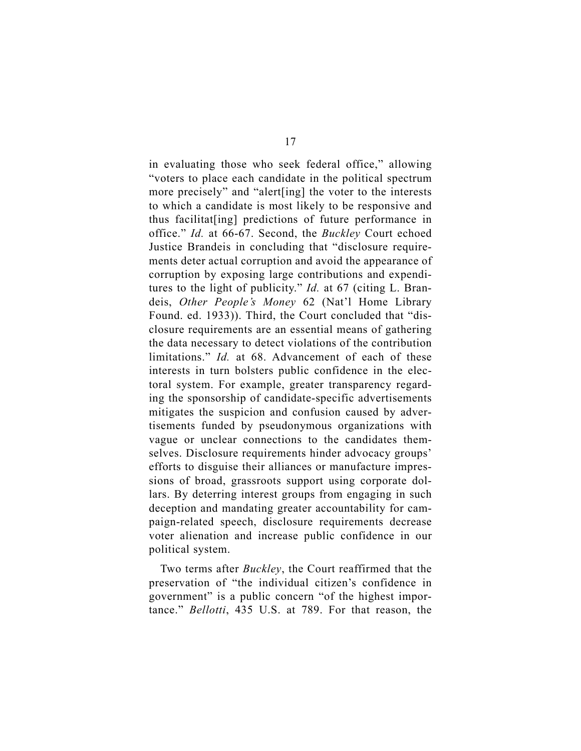in evaluating those who seek federal office," allowing "voters to place each candidate in the political spectrum more precisely" and "alert[ing] the voter to the interests to which a candidate is most likely to be responsive and thus facilitat[ing] predictions of future performance in office." *Id.* at 66-67. Second, the *Buckley* Court echoed Justice Brandeis in concluding that "disclosure requirements deter actual corruption and avoid the appearance of corruption by exposing large contributions and expenditures to the light of publicity." *Id.* at 67 (citing L. Brandeis, *Other People's Money* 62 (Nat'l Home Library Found. ed. 1933)). Third, the Court concluded that "disclosure requirements are an essential means of gathering the data necessary to detect violations of the contribution limitations." *Id.* at 68. Advancement of each of these interests in turn bolsters public confidence in the electoral system. For example, greater transparency regarding the sponsorship of candidate-specific advertisements mitigates the suspicion and confusion caused by advertisements funded by pseudonymous organizations with vague or unclear connections to the candidates themselves. Disclosure requirements hinder advocacy groups' efforts to disguise their alliances or manufacture impressions of broad, grassroots support using corporate dollars. By deterring interest groups from engaging in such deception and mandating greater accountability for campaign-related speech, disclosure requirements decrease voter alienation and increase public confidence in our political system.

Two terms after *Buckley*, the Court reaffirmed that the preservation of "the individual citizen's confidence in government" is a public concern "of the highest importance." *Bellotti*, 435 U.S. at 789. For that reason, the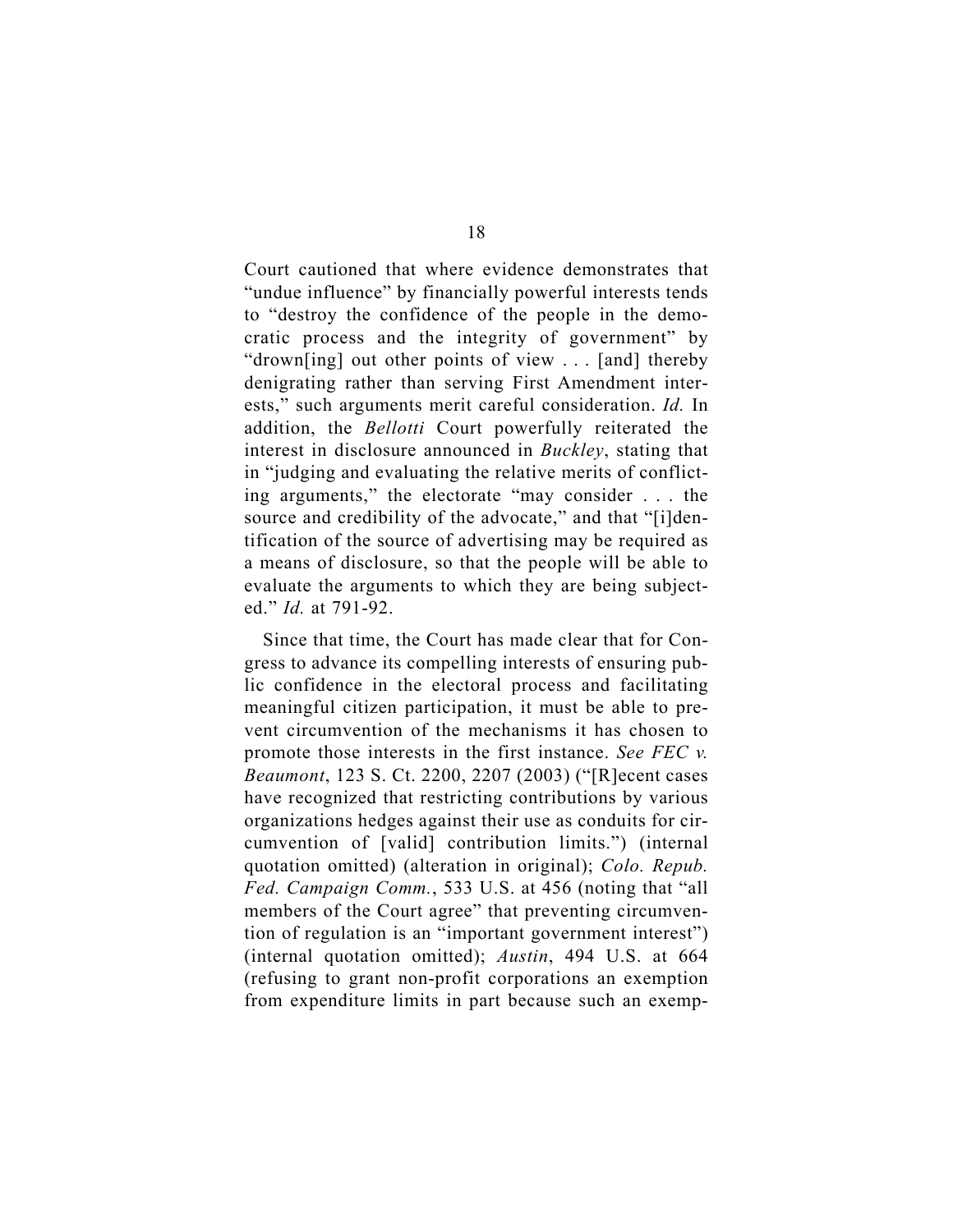Court cautioned that where evidence demonstrates that "undue influence" by financially powerful interests tends to "destroy the confidence of the people in the democratic process and the integrity of government" by "drown[ing] out other points of view . . . [and] thereby denigrating rather than serving First Amendment interests," such arguments merit careful consideration. *Id.* In addition, the *Bellotti* Court powerfully reiterated the interest in disclosure announced in *Buckley*, stating that in "judging and evaluating the relative merits of conflicting arguments," the electorate "may consider . . . the source and credibility of the advocate," and that "[i]dentification of the source of advertising may be required as a means of disclosure, so that the people will be able to evaluate the arguments to which they are being subjected." *Id.* at 791-92.

Since that time, the Court has made clear that for Congress to advance its compelling interests of ensuring public confidence in the electoral process and facilitating meaningful citizen participation, it must be able to prevent circumvention of the mechanisms it has chosen to promote those interests in the first instance. *See FEC v. Beaumont*, 123 S. Ct. 2200, 2207 (2003) ("[R]ecent cases have recognized that restricting contributions by various organizations hedges against their use as conduits for circumvention of [valid] contribution limits.") (internal quotation omitted) (alteration in original); *Colo. Repub. Fed. Campaign Comm.*, 533 U.S. at 456 (noting that "all members of the Court agree" that preventing circumvention of regulation is an "important government interest") (internal quotation omitted); *Austin*, 494 U.S. at 664 (refusing to grant non-profit corporations an exemption from expenditure limits in part because such an exemp-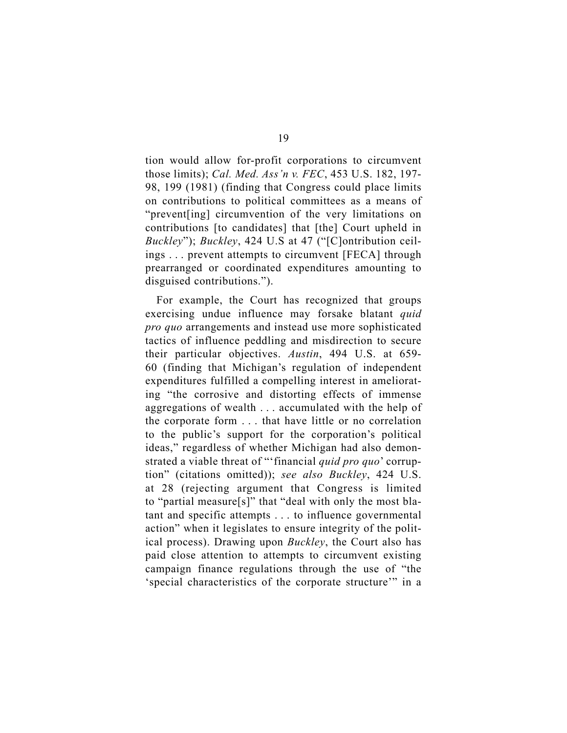tion would allow for-profit corporations to circumvent those limits); *Cal. Med. Ass'n v. FEC*, 453 U.S. 182, 197-98, 199 (1981) (finding that Congress could place limits on contributions to political committees as a means of "prevent[ing] circumvention of the very limitations on contributions [to candidates] that [the] Court upheld in *Buckley*"); *Buckley*, 424 U.S at 47 ("[C]ontribution ceilings . . . prevent attempts to circumvent [FECA] through prearranged or coordinated expenditures amounting to disguised contributions.").

For example, the Court has recognized that groups exercising undue influence may forsake blatant *quid pro quo* arrangements and instead use more sophisticated tactics of influence peddling and misdirection to secure their particular objectives. *Austin*, 494 U.S. at 659-60 (finding that Michigan's regulation of independent expenditures fulfilled a compelling interest in ameliorating "the corrosive and distorting effects of immense aggregations of wealth . . . accumulated with the help of the corporate form . . . that have little or no correlation to the public's support for the corporation's political ideas," regardless of whether Michigan had also demonstrated a viable threat of "'financial *quid pro quo*' corruption" (citations omitted)); *see also Buckley*, 424 U.S. at 28 (rejecting argument that Congress is limited to "partial measure[s]" that "deal with only the most blatant and specific attempts . . . to influence governmental action" when it legislates to ensure integrity of the political process). Drawing upon *Buckley*, the Court also has paid close attention to attempts to circumvent existing campaign finance regulations through the use of "the 'special characteristics of the corporate structure'" in a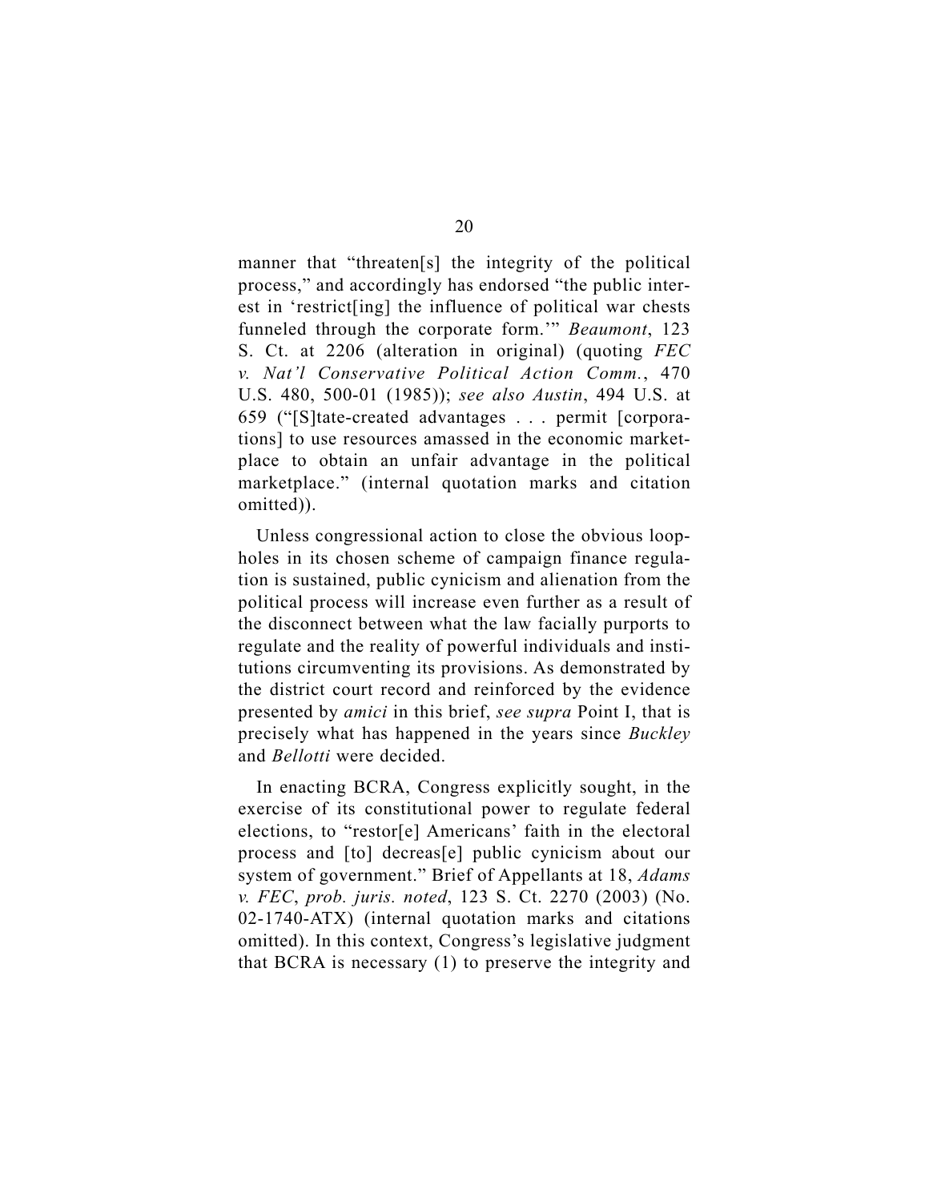manner that "threaten[s] the integrity of the political process," and accordingly has endorsed "the public interest in 'restrict[ing] the influence of political war chests funneled through the corporate form.'" *Beaumont*, 123 S. Ct. at 2206 (alteration in original) (quoting *FEC v. Nat'l Conservative Political Action Comm.*, 470 U.S. 480, 500-01 (1985)); *see also Austin*, 494 U.S. at 659 ("[S]tate-created advantages . . . permit [corporations] to use resources amassed in the economic marketplace to obtain an unfair advantage in the political marketplace." (internal quotation marks and citation omitted)).

Unless congressional action to close the obvious loopholes in its chosen scheme of campaign finance regulation is sustained, public cynicism and alienation from the political process will increase even further as a result of the disconnect between what the law facially purports to regulate and the reality of powerful individuals and institutions circumventing its provisions. As demonstrated by the district court record and reinforced by the evidence presented by *amici* in this brief, *see supra* Point I, that is precisely what has happened in the years since *Buckley* and *Bellotti* were decided.

In enacting BCRA, Congress explicitly sought, in the exercise of its constitutional power to regulate federal elections, to "restor[e] Americans' faith in the electoral process and [to] decreas[e] public cynicism about our system of government." Brief of Appellants at 18, *Adams v. FEC*, *prob. juris. noted*, 123 S. Ct. 2270 (2003) (No. 02-1740-ATX) (internal quotation marks and citations omitted). In this context, Congress's legislative judgment that BCRA is necessary (1) to preserve the integrity and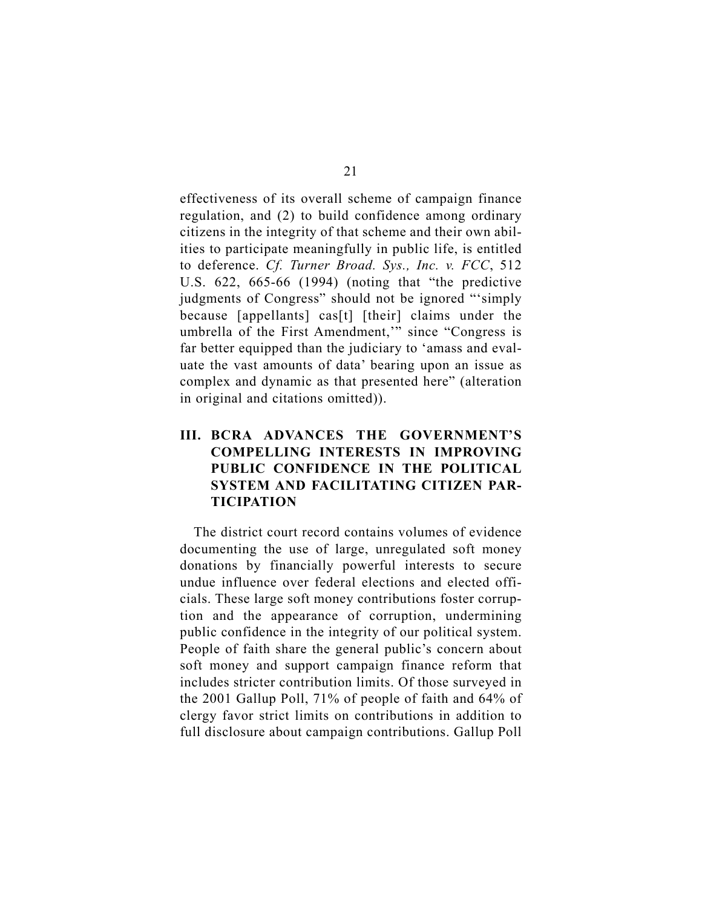effectiveness of its overall scheme of campaign finance regulation, and (2) to build confidence among ordinary citizens in the integrity of that scheme and their own abilities to participate meaningfully in public life, is entitled to deference. *Cf. Turner Broad. Sys., Inc. v. FCC*, 512 U.S. 622, 665-66 (1994) (noting that "the predictive judgments of Congress" should not be ignored "'simply because [appellants] cas[t] [their] claims under the umbrella of the First Amendment,'" since "Congress is far better equipped than the judiciary to 'amass and evaluate the vast amounts of data' bearing upon an issue as complex and dynamic as that presented here" (alteration in original and citations omitted)).

## III. BCRA ADVANCES THE GOVERNMENT'S COMPELLING INTERESTS IN IMPROVING PUBLIC CONFIDENCE IN THE POLITICAL SYSTEM AND FACILITATING CITIZEN PARTICIPATION

The district court record contains volumes of evidence documenting the use of large, unregulated soft money donations by financially powerful interests to secure undue influence over federal elections and elected officials. These large soft money contributions foster corruption and the appearance of corruption, undermining public confidence in the integrity of our political system. People of faith share the general public's concern about soft money and support campaign finance reform that includes stricter contribution limits. Of those surveyed in the 2001 Gallup Poll, 71% of people of faith and 64% of clergy favor strict limits on contributions in addition to full disclosure about campaign contributions. Gallup Poll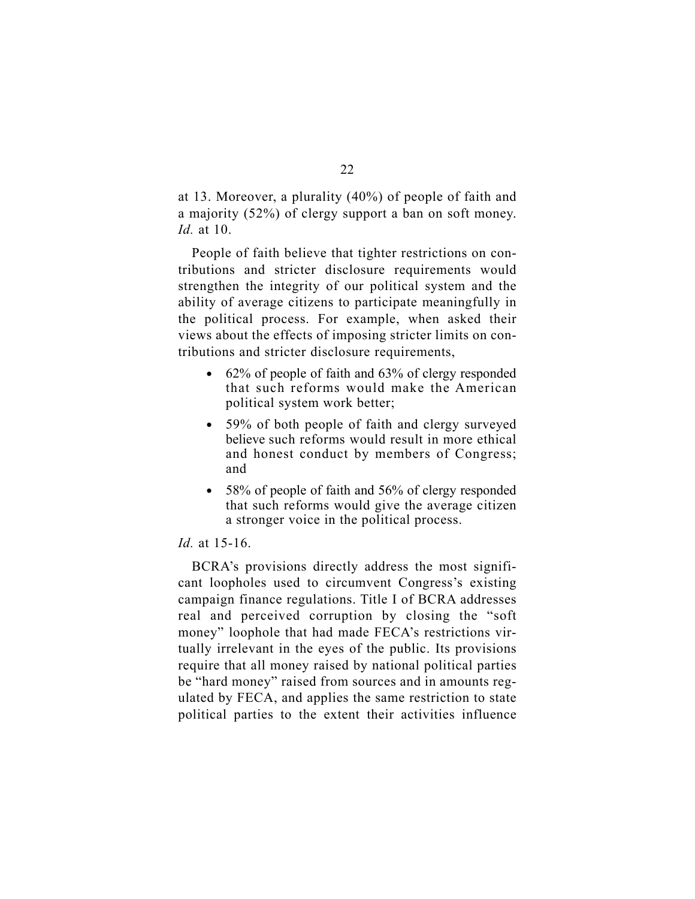at 13. Moreover, a plurality (40%) of people of faith and a majority (52%) of clergy support a ban on soft money. *Id.* at 10.

People of faith believe that tighter restrictions on contributions and stricter disclosure requirements would strengthen the integrity of our political system and the ability of average citizens to participate meaningfully in the political process. For example, when asked their views about the effects of imposing stricter limits on contributions and stricter disclosure requirements,

- 62% of people of faith and 63% of clergy responded that such reforms would make the American political system work better;
- 59% of both people of faith and clergy surveyed believe such reforms would result in more ethical and honest conduct by members of Congress; and
- 58% of people of faith and 56% of clergy responded that such reforms would give the average citizen a stronger voice in the political process.

*Id.* at 15-16.

BCRA's provisions directly address the most significant loopholes used to circumvent Congress's existing campaign finance regulations. Title I of BCRA addresses real and perceived corruption by closing the "soft money" loophole that had made FECA's restrictions virtually irrelevant in the eyes of the public. Its provisions require that all money raised by national political parties be "hard money" raised from sources and in amounts regulated by FECA, and applies the same restriction to state political parties to the extent their activities influence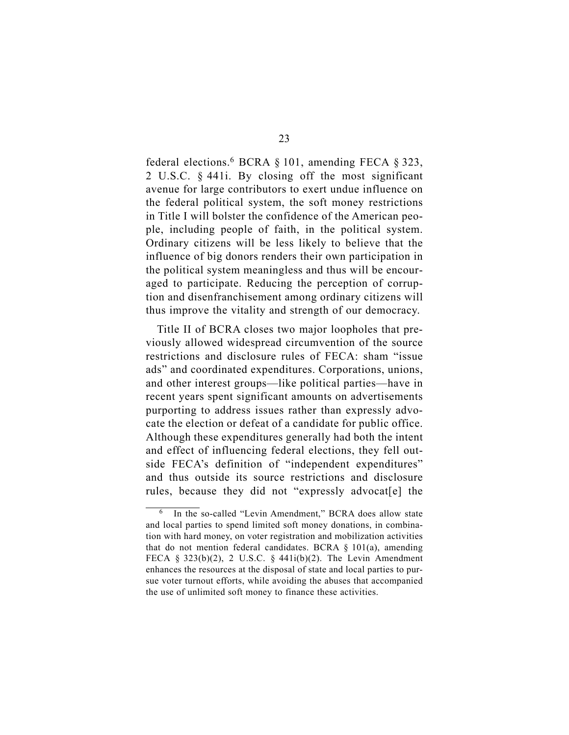federal elections.[6] BCRA § 101, amending FECA § 323, 2 U.S.C. § 441i. By closing off the most significant avenue for large contributors to exert undue influence on the federal political system, the soft money restrictions in Title I will bolster the confidence of the American people, including people of faith, in the political system. Ordinary citizens will be less likely to believe that the influence of big donors renders their own participation in the political system meaningless and thus will be encouraged to participate. Reducing the perception of corruption and disenfranchisement among ordinary citizens will thus improve the vitality and strength of our democracy.

Title II of BCRA closes two major loopholes that previously allowed widespread circumvention of the source restrictions and disclosure rules of FECA: sham "issue ads" and coordinated expenditures. Corporations, unions, and other interest groups—like political parties—have in recent years spent significant amounts on advertisements purporting to address issues rather than expressly advocate the election or defeat of a candidate for public office. Although these expenditures generally had both the intent and effect of influencing federal elections, they fell outside FECA's definition of "independent expenditures" and thus outside its source restrictions and disclosure rules, because they did not "expressly advocat[e] the

---

[6] In the so-called "Levin Amendment," BCRA does allow state and local parties to spend limited soft money donations, in combination with hard money, on voter registration and mobilization activities that do not mention federal candidates. BCRA § 101(a), amending FECA § 323(b)(2), 2 U.S.C. § 441i(b)(2). The Levin Amendment enhances the resources at the disposal of state and local parties to pursue voter turnout efforts, while avoiding the abuses that accompanied the use of unlimited soft money to finance these activities.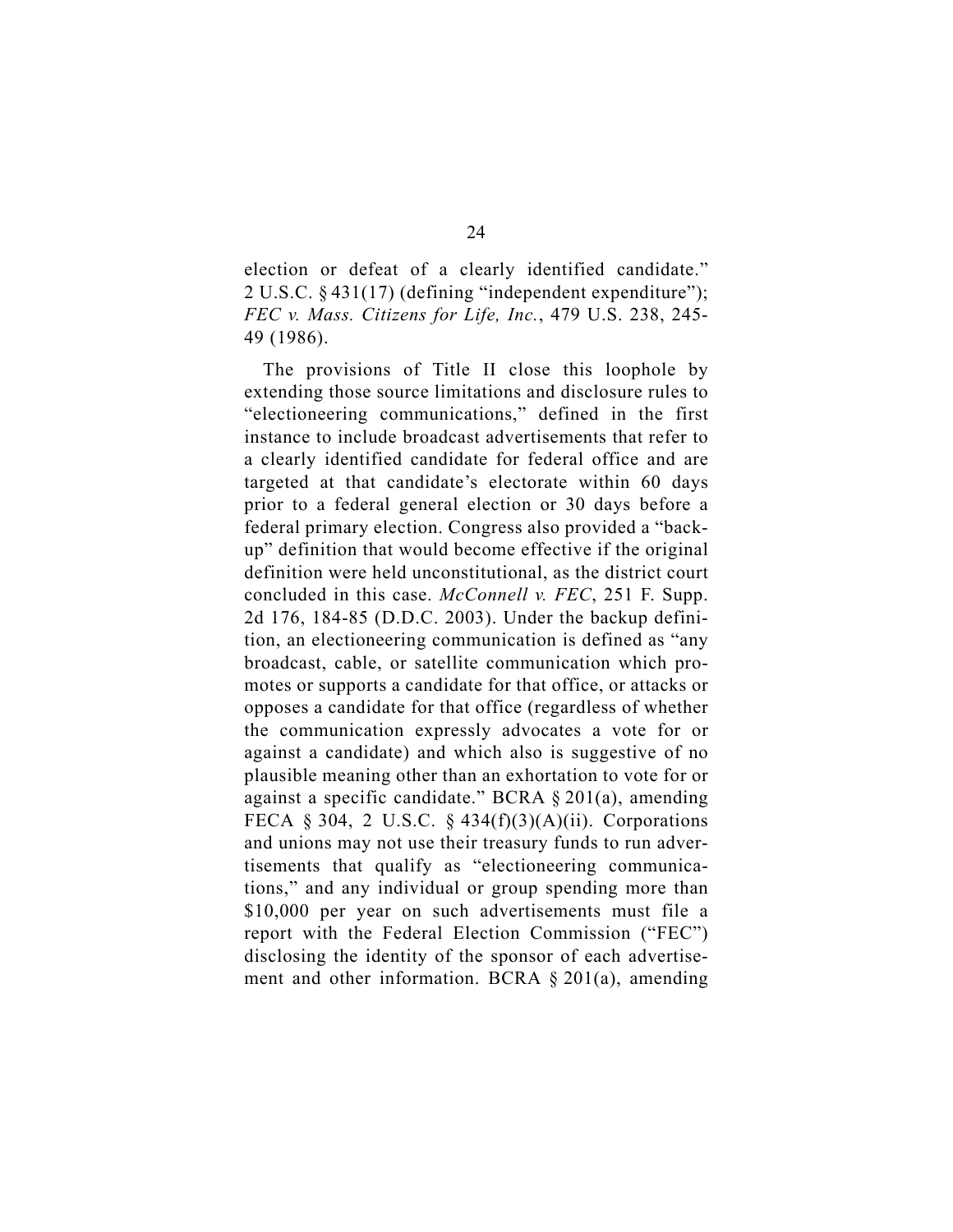election or defeat of a clearly identified candidate." 2 U.S.C. § 431(17) (defining "independent expenditure"); *FEC v. Mass. Citizens for Life, Inc.*, 479 U.S. 238, 245-49 (1986).

The provisions of Title II close this loophole by extending those source limitations and disclosure rules to "electioneering communications," defined in the first instance to include broadcast advertisements that refer to a clearly identified candidate for federal office and are targeted at that candidate's electorate within 60 days prior to a federal general election or 30 days before a federal primary election. Congress also provided a "back-up" definition that would become effective if the original definition were held unconstitutional, as the district court concluded in this case. *McConnell v. FEC*, 251 F. Supp. 2d 176, 184-85 (D.D.C. 2003). Under the backup definition, an electioneering communication is defined as "any broadcast, cable, or satellite communication which promotes or supports a candidate for that office, or attacks or opposes a candidate for that office (regardless of whether the communication expressly advocates a vote for or against a candidate) and which also is suggestive of no plausible meaning other than an exhortation to vote for or against a specific candidate." BCRA § 201(a), amending FECA § 304, 2 U.S.C. § 434(f)(3)(A)(ii). Corporations and unions may not use their treasury funds to run advertisements that qualify as "electioneering communications," and any individual or group spending more than $10,000 per year on such advertisements must file a report with the Federal Election Commission ("FEC") disclosing the identity of the sponsor of each advertisement and other information. BCRA § 201(a), amending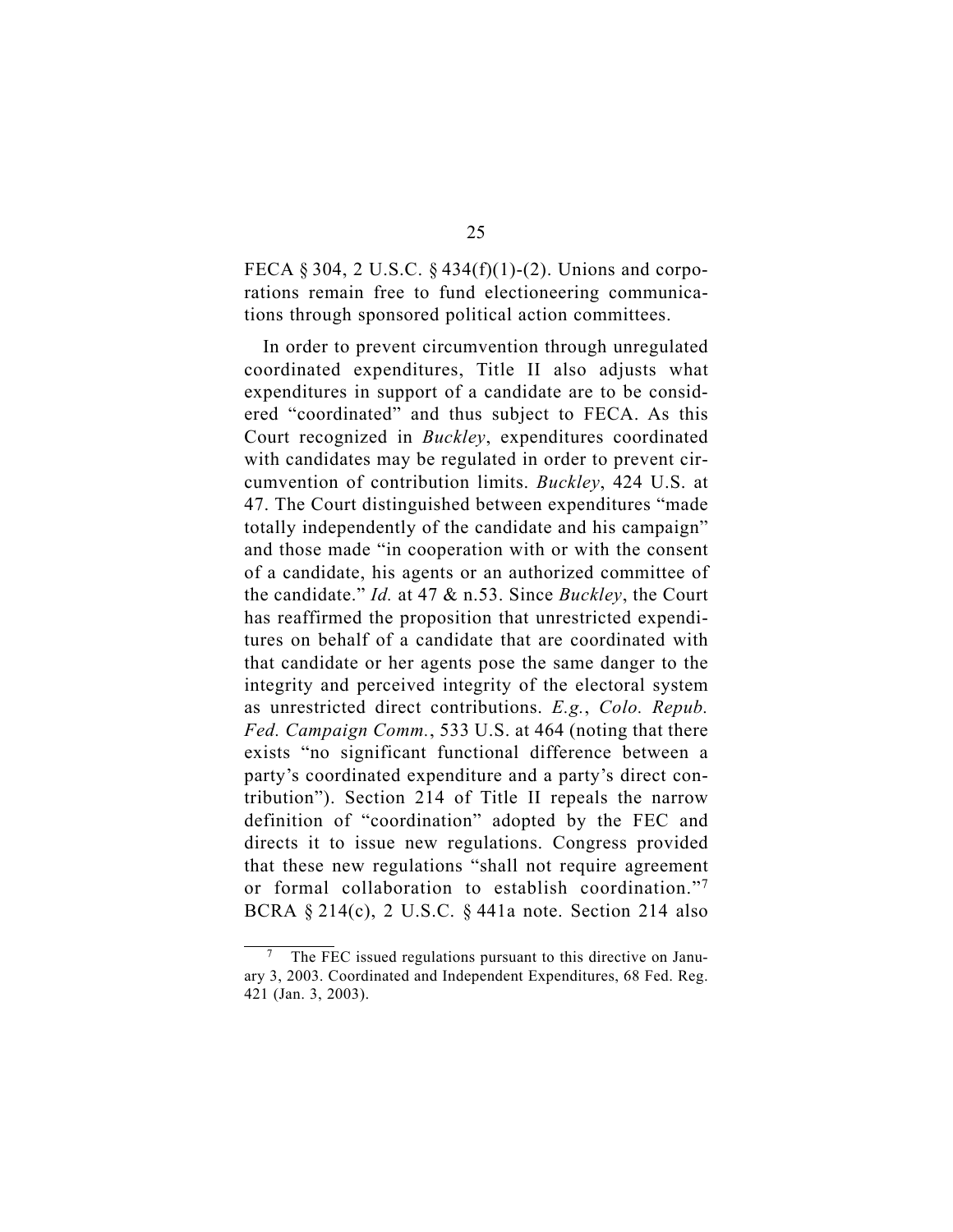FECA § 304, 2 U.S.C. § 434(f)(1)-(2). Unions and corporations remain free to fund electioneering communications through sponsored political action committees.

In order to prevent circumvention through unregulated coordinated expenditures, Title II also adjusts what expenditures in support of a candidate are to be considered "coordinated" and thus subject to FECA. As this Court recognized in *Buckley*, expenditures coordinated with candidates may be regulated in order to prevent circumvention of contribution limits. *Buckley*, 424 U.S. at 47. The Court distinguished between expenditures "made totally independently of the candidate and his campaign" and those made "in cooperation with or with the consent of a candidate, his agents or an authorized committee of the candidate." *Id.* at 47 & n.53. Since *Buckley*, the Court has reaffirmed the proposition that unrestricted expenditures on behalf of a candidate that are coordinated with that candidate or her agents pose the same danger to the integrity and perceived integrity of the electoral system as unrestricted direct contributions. *E.g.*, *Colo. Repub. Fed. Campaign Comm.*, 533 U.S. at 464 (noting that there exists "no significant functional difference between a party's coordinated expenditure and a party's direct contribution"). Section 214 of Title II repeals the narrow definition of "coordination" adopted by the FEC and directs it to issue new regulations. Congress provided that these new regulations "shall not require agreement or formal collaboration to establish coordination."[7] BCRA § 214(c), 2 U.S.C. § 441a note. Section 214 also

---

[7] The FEC issued regulations pursuant to this directive on January 3, 2003. Coordinated and Independent Expenditures, 68 Fed. Reg. 421 (Jan. 3, 2003).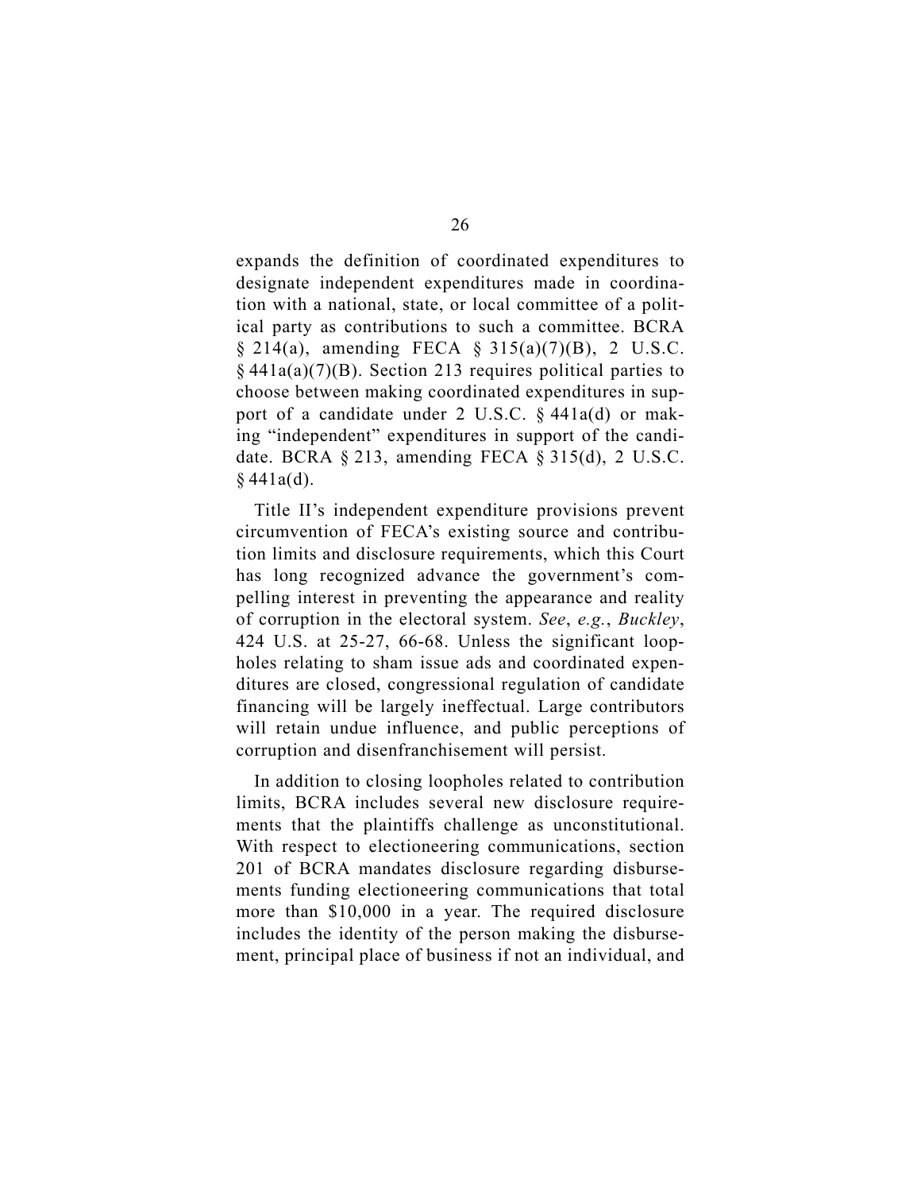expands the definition of coordinated expenditures to designate independent expenditures made in coordination with a national, state, or local committee of a political party as contributions to such a committee. BCRA § 214(a), amending FECA § 315(a)(7)(B), 2 U.S.C. § 441a(a)(7)(B). Section 213 requires political parties to choose between making coordinated expenditures in support of a candidate under 2 U.S.C. § 441a(d) or making "independent" expenditures in support of the candidate. BCRA § 213, amending FECA § 315(d), 2 U.S.C. § 441a(d).

Title II's independent expenditure provisions prevent circumvention of FECA's existing source and contribution limits and disclosure requirements, which this Court has long recognized advance the government's compelling interest in preventing the appearance and reality of corruption in the electoral system. *See*, *e.g.*, *Buckley*, 424 U.S. at 25-27, 66-68. Unless the significant loopholes relating to sham issue ads and coordinated expenditures are closed, congressional regulation of candidate financing will be largely ineffectual. Large contributors will retain undue influence, and public perceptions of corruption and disenfranchisement will persist.

In addition to closing loopholes related to contribution limits, BCRA includes several new disclosure requirements that the plaintiffs challenge as unconstitutional. With respect to electioneering communications, section 201 of BCRA mandates disclosure regarding disbursements funding electioneering communications that total more than $10,000 in a year. The required disclosure includes the identity of the person making the disbursement, principal place of business if not an individual, and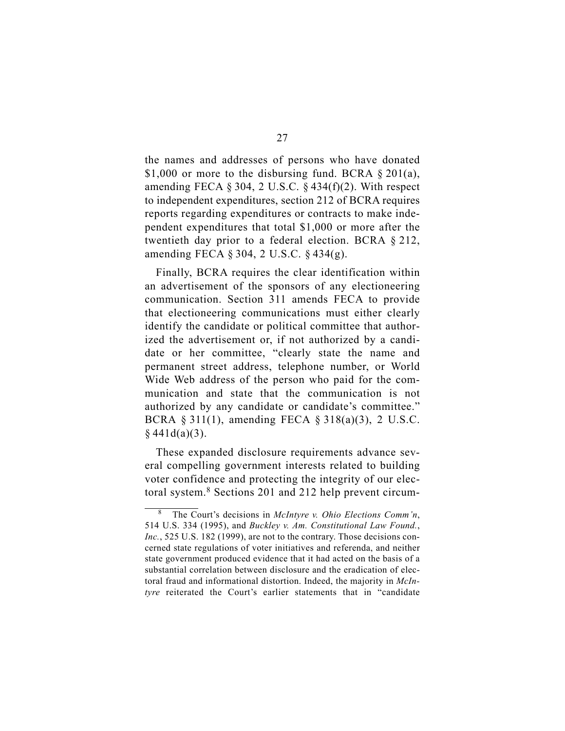the names and addresses of persons who have donated $1,000 or more to the disbursing fund. BCRA § 201(a), amending FECA § 304, 2 U.S.C. § 434(f)(2). With respect to independent expenditures, section 212 of BCRA requires reports regarding expenditures or contracts to make independent expenditures that total $1,000 or more after the twentieth day prior to a federal election. BCRA § 212, amending FECA § 304, 2 U.S.C. § 434(g).

Finally, BCRA requires the clear identification within an advertisement of the sponsors of any electioneering communication. Section 311 amends FECA to provide that electioneering communications must either clearly identify the candidate or political committee that authorized the advertisement or, if not authorized by a candidate or her committee, "clearly state the name and permanent street address, telephone number, or World Wide Web address of the person who paid for the communication and state that the communication is not authorized by any candidate or candidate's committee." BCRA § 311(1), amending FECA § 318(a)(3), 2 U.S.C. § 441d(a)(3).

These expanded disclosure requirements advance several compelling government interests related to building voter confidence and protecting the integrity of our electoral system.[8] Sections 201 and 212 help prevent circum-

---

[8] The Court's decisions in *McIntyre v. Ohio Elections Comm'n*, 514 U.S. 334 (1995), and *Buckley v. Am. Constitutional Law Found., Inc.*, 525 U.S. 182 (1999), are not to the contrary. Those decisions concerned state regulations of voter initiatives and referenda, and neither state government produced evidence that it had acted on the basis of a substantial correlation between disclosure and the eradication of electoral fraud and informational distortion. Indeed, the majority in *McIntyre* reiterated the Court's earlier statements that in "candidate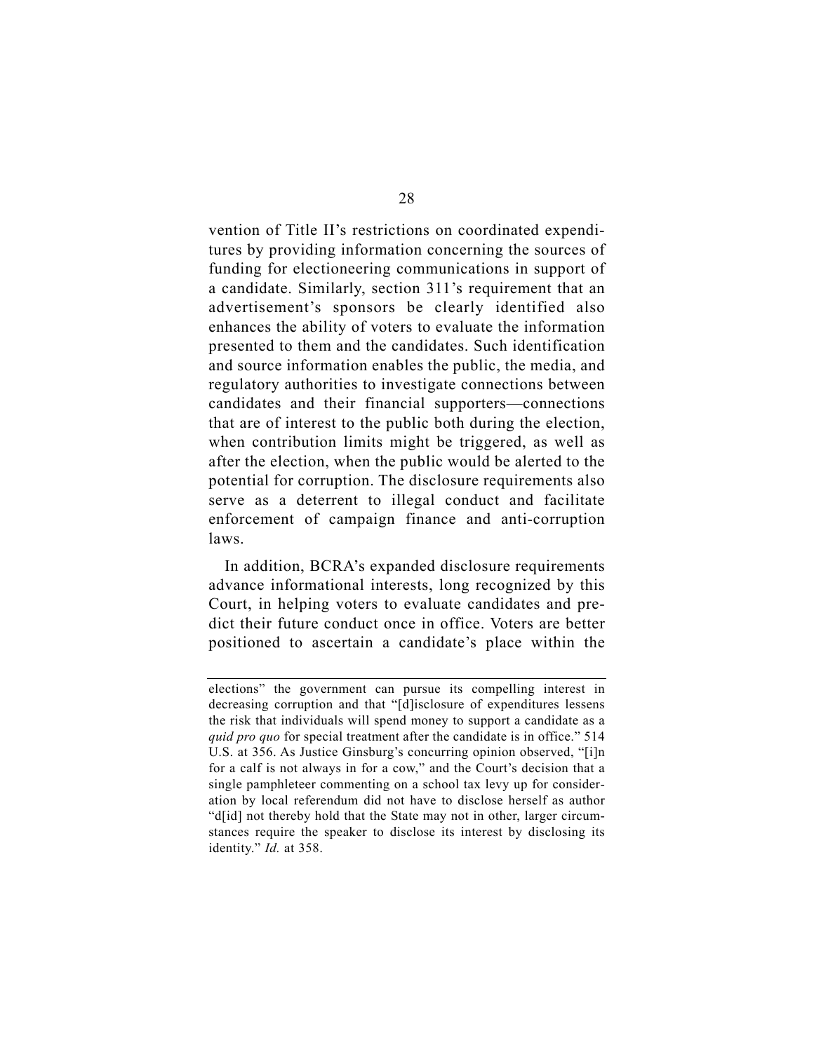vention of Title II's restrictions on coordinated expenditures by providing information concerning the sources of funding for electioneering communications in support of a candidate. Similarly, section 311's requirement that an advertisement's sponsors be clearly identified also enhances the ability of voters to evaluate the information presented to them and the candidates. Such identification and source information enables the public, the media, and regulatory authorities to investigate connections between candidates and their financial supporters—connections that are of interest to the public both during the election, when contribution limits might be triggered, as well as after the election, when the public would be alerted to the potential for corruption. The disclosure requirements also serve as a deterrent to illegal conduct and facilitate enforcement of campaign finance and anti-corruption laws.

In addition, BCRA's expanded disclosure requirements advance informational interests, long recognized by this Court, in helping voters to evaluate candidates and predict their future conduct once in office. Voters are better positioned to ascertain a candidate's place within the

---

elections" the government can pursue its compelling interest in decreasing corruption and that "[d]isclosure of expenditures lessens the risk that individuals will spend money to support a candidate as a *quid pro quo* for special treatment after the candidate is in office." 514 U.S. at 356. As Justice Ginsburg's concurring opinion observed, "[i]n for a calf is not always in for a cow," and the Court's decision that a single pamphleteer commenting on a school tax levy up for consideration by local referendum did not have to disclose herself as author "d[id] not thereby hold that the State may not in other, larger circumstances require the speaker to disclose its interest by disclosing its identity." *Id.* at 358.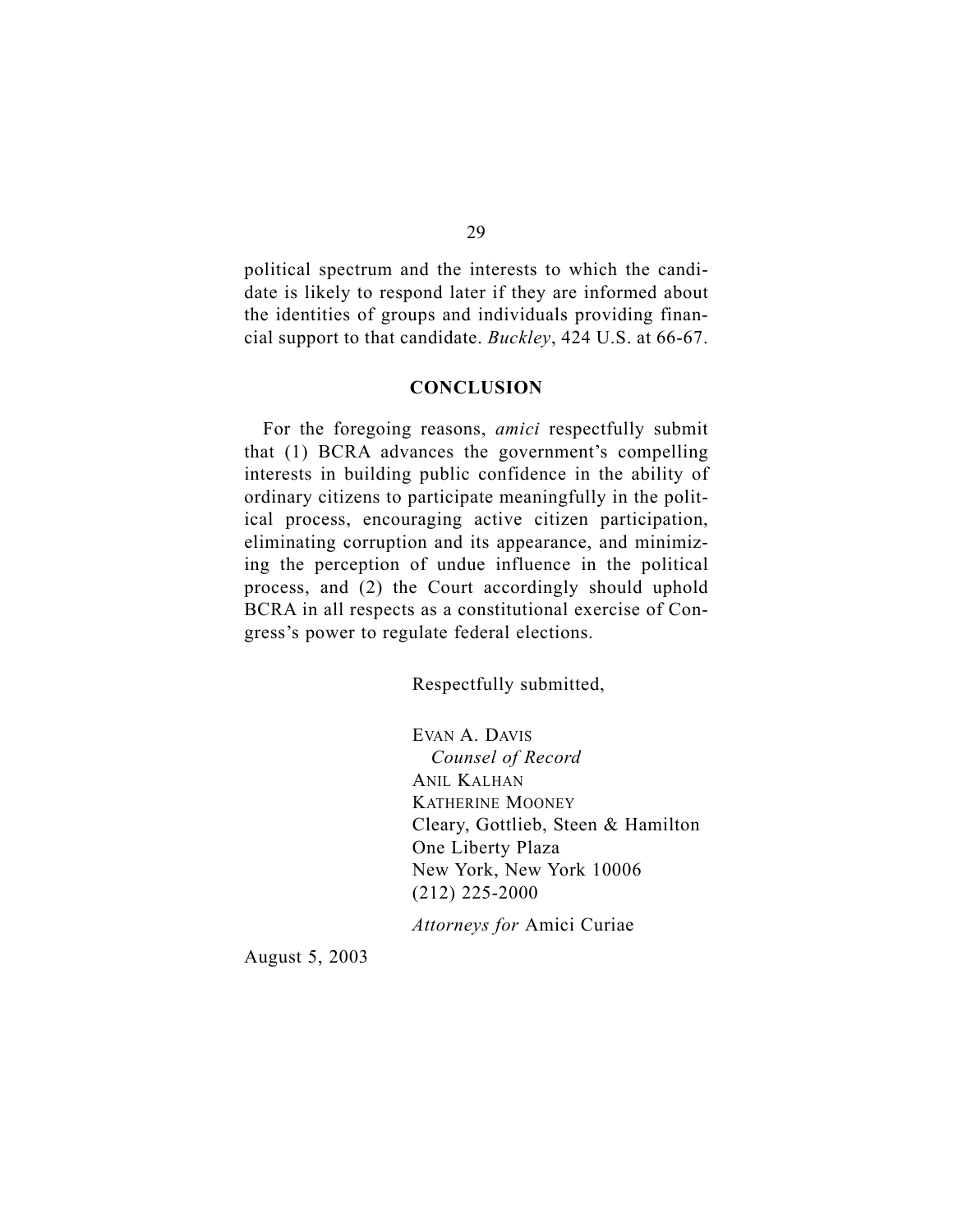political spectrum and the interests to which the candidate is likely to respond later if they are informed about the identities of groups and individuals providing financial support to that candidate. *Buckley*, 424 U.S. at 66-67.

## CONCLUSION

For the foregoing reasons, *amici* respectfully submit that (1) BCRA advances the government's compelling interests in building public confidence in the ability of ordinary citizens to participate meaningfully in the political process, encouraging active citizen participation, eliminating corruption and its appearance, and minimizing the perception of undue influence in the political process, and (2) the Court accordingly should uphold BCRA in all respects as a constitutional exercise of Congress's power to regulate federal elections.

Respectfully submitted,

EVAN A. DAVIS
*Counsel of Record*
ANIL KALHAN
KATHERINE MOONEY
Cleary, Gottlieb, Steen & Hamilton
One Liberty Plaza
New York, New York 10006
(212) 225-2000

*Attorneys for* Amici Curiae

August 5, 2003